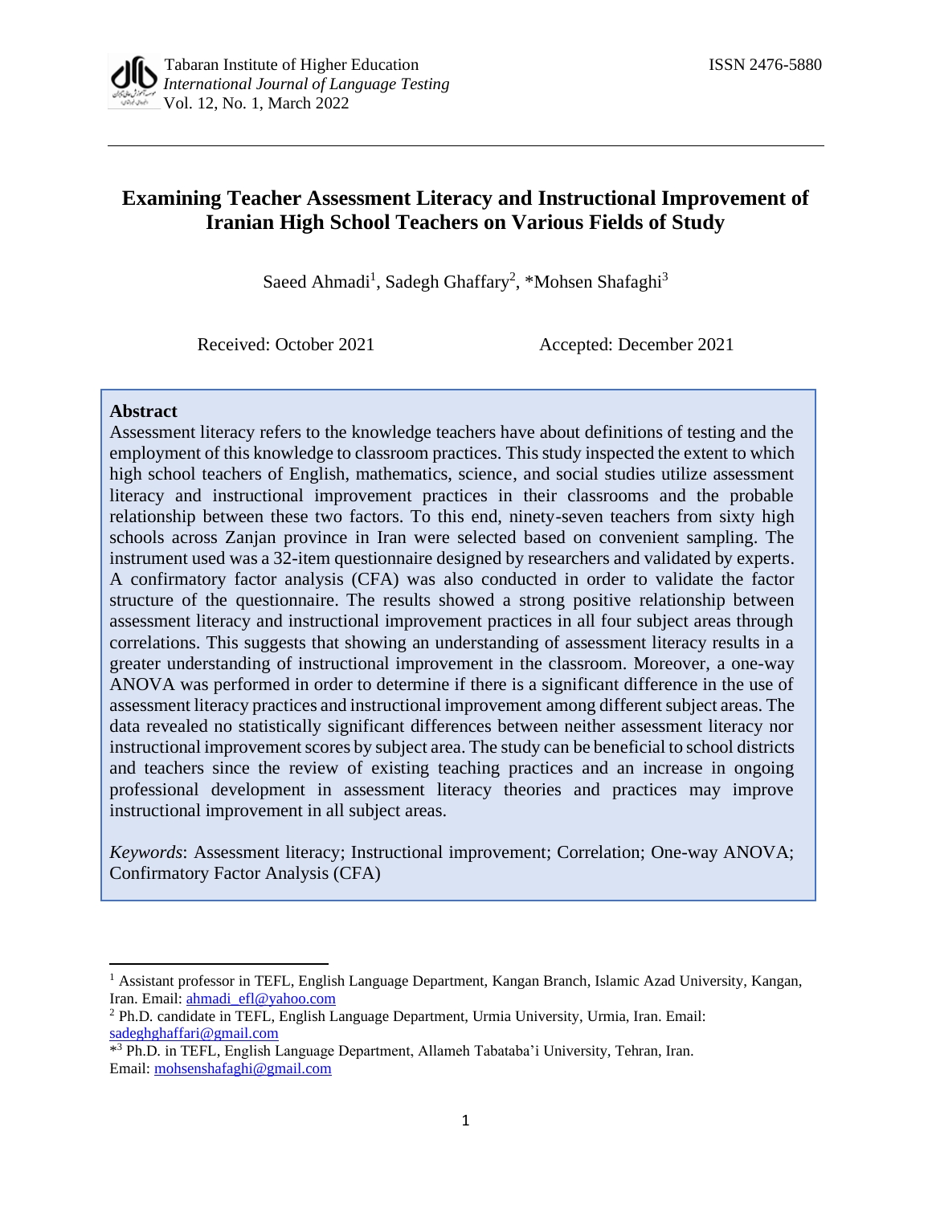# Examining Teacher Assessment Literacy and Instructional Improvement of Iranian High School Teachers on Various Fields of Study

Saeed Ahmadi[1], Sadegh Ghaffary[2], *Mohsen Shafaghi[3]

Received: October 2021 Accepted: December 2021

## Abstract

Assessment literacy refers to the knowledge teachers have about definitions of testing and the employment of this knowledge to classroom practices. This study inspected the extent to which high school teachers of English, mathematics, science, and social studies utilize assessment literacy and instructional improvement practices in their classrooms and the probable relationship between these two factors. To this end, ninety-seven teachers from sixty high schools across Zanjan province in Iran were selected based on convenient sampling. The instrument used was a 32-item questionnaire designed by researchers and validated by experts. A confirmatory factor analysis (CFA) was also conducted in order to validate the factor structure of the questionnaire. The results showed a strong positive relationship between assessment literacy and instructional improvement practices in all four subject areas through correlations. This suggests that showing an understanding of assessment literacy results in a greater understanding of instructional improvement in the classroom. Moreover, a one-way ANOVA was performed in order to determine if there is a significant difference in the use of assessment literacy practices and instructional improvement among different subject areas. The data revealed no statistically significant differences between neither assessment literacy nor instructional improvement scores by subject area. The study can be beneficial to school districts and teachers since the review of existing teaching practices and an increase in ongoing professional development in assessment literacy theories and practices may improve instructional improvement in all subject areas.

*Keywords*: Assessment literacy; Instructional improvement; Correlation; One-way ANOVA; Confirmatory Factor Analysis (CFA)

---

[1] Assistant professor in TEFL, English Language Department, Kangan Branch, Islamic Azad University, Kangan, Iran. Email: ahmadi_efl@yahoo.com

[2] Ph.D. candidate in TEFL, English Language Department, Urmia University, Urmia, Iran. Email: sadeghghaffari@gmail.com

*[3] Ph.D. in TEFL, English Language Department, Allameh Tabataba'i University, Tehran, Iran. Email: mohsenshafaghi@gmail.com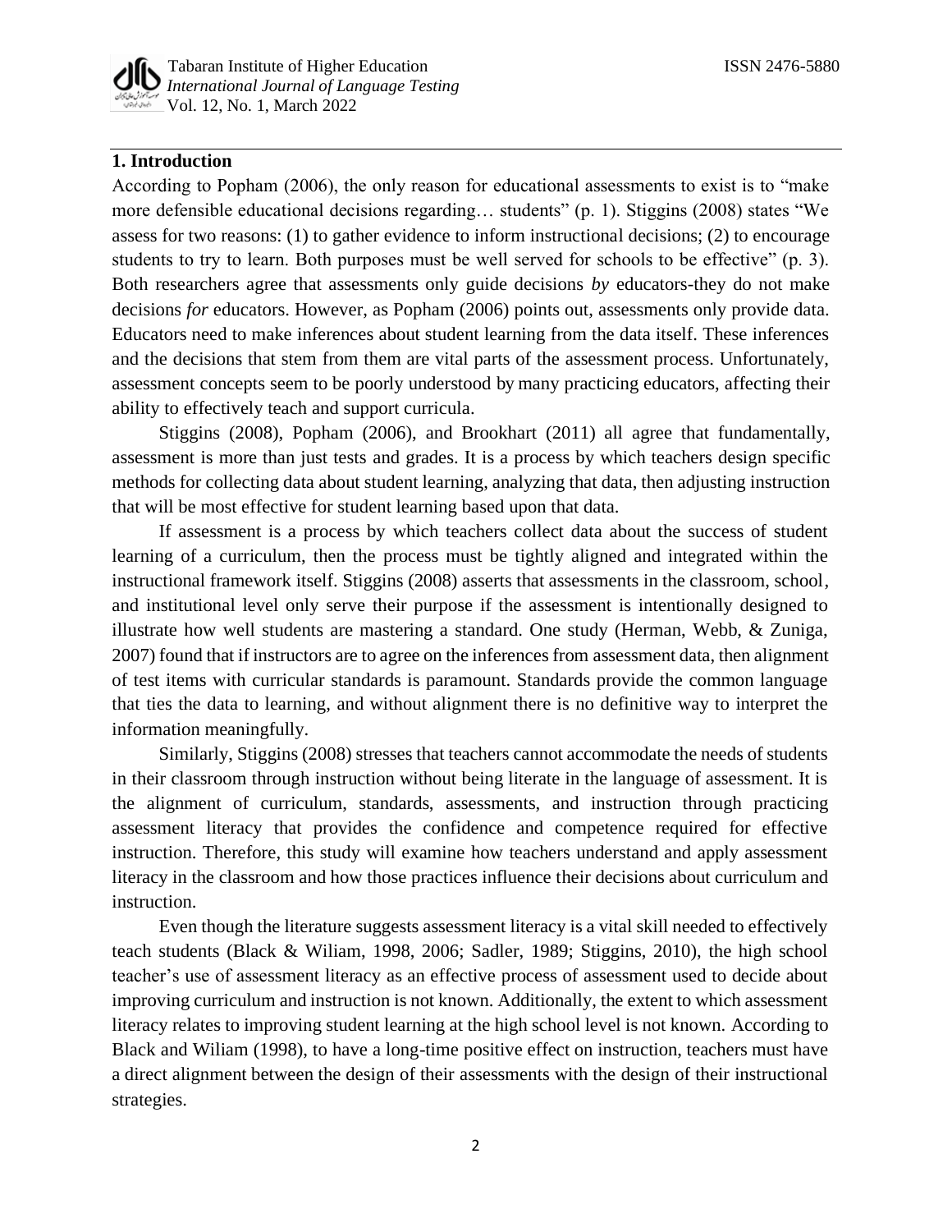## 1. Introduction

According to Popham (2006), the only reason for educational assessments to exist is to "make more defensible educational decisions regarding… students" (p. 1). Stiggins (2008) states "We assess for two reasons: (1) to gather evidence to inform instructional decisions; (2) to encourage students to try to learn. Both purposes must be well served for schools to be effective" (p. 3). Both researchers agree that assessments only guide decisions *by* educators-they do not make decisions *for* educators. However, as Popham (2006) points out, assessments only provide data. Educators need to make inferences about student learning from the data itself. These inferences and the decisions that stem from them are vital parts of the assessment process. Unfortunately, assessment concepts seem to be poorly understood by many practicing educators, affecting their ability to effectively teach and support curricula.

Stiggins (2008), Popham (2006), and Brookhart (2011) all agree that fundamentally, assessment is more than just tests and grades. It is a process by which teachers design specific methods for collecting data about student learning, analyzing that data, then adjusting instruction that will be most effective for student learning based upon that data.

If assessment is a process by which teachers collect data about the success of student learning of a curriculum, then the process must be tightly aligned and integrated within the instructional framework itself. Stiggins (2008) asserts that assessments in the classroom, school, and institutional level only serve their purpose if the assessment is intentionally designed to illustrate how well students are mastering a standard. One study (Herman, Webb, & Zuniga, 2007) found that if instructors are to agree on the inferences from assessment data, then alignment of test items with curricular standards is paramount. Standards provide the common language that ties the data to learning, and without alignment there is no definitive way to interpret the information meaningfully.

Similarly, Stiggins (2008) stresses that teachers cannot accommodate the needs of students in their classroom through instruction without being literate in the language of assessment. It is the alignment of curriculum, standards, assessments, and instruction through practicing assessment literacy that provides the confidence and competence required for effective instruction. Therefore, this study will examine how teachers understand and apply assessment literacy in the classroom and how those practices influence their decisions about curriculum and instruction.

Even though the literature suggests assessment literacy is a vital skill needed to effectively teach students (Black & Wiliam, 1998, 2006; Sadler, 1989; Stiggins, 2010), the high school teacher's use of assessment literacy as an effective process of assessment used to decide about improving curriculum and instruction is not known. Additionally, the extent to which assessment literacy relates to improving student learning at the high school level is not known. According to Black and Wiliam (1998), to have a long-time positive effect on instruction, teachers must have a direct alignment between the design of their assessments with the design of their instructional strategies.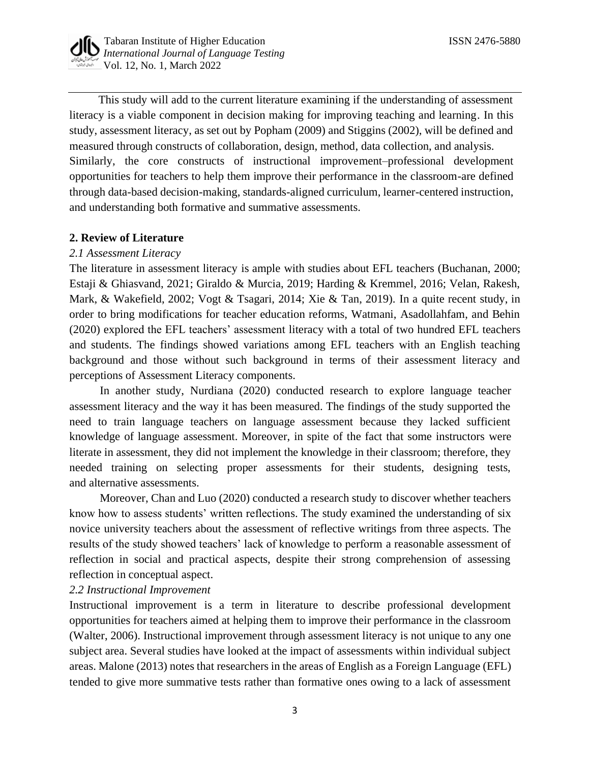This study will add to the current literature examining if the understanding of assessment literacy is a viable component in decision making for improving teaching and learning. In this study, assessment literacy, as set out by Popham (2009) and Stiggins (2002), will be defined and measured through constructs of collaboration, design, method, data collection, and analysis. Similarly, the core constructs of instructional improvement–professional development opportunities for teachers to help them improve their performance in the classroom-are defined through data-based decision-making, standards-aligned curriculum, learner-centered instruction, and understanding both formative and summative assessments.

## 2. Review of Literature

### *2.1 Assessment Literacy*

The literature in assessment literacy is ample with studies about EFL teachers (Buchanan, 2000; Estaji & Ghiasvand, 2021; Giraldo & Murcia, 2019; Harding & Kremmel, 2016; Velan, Rakesh, Mark, & Wakefield, 2002; Vogt & Tsagari, 2014; Xie & Tan, 2019). In a quite recent study, in order to bring modifications for teacher education reforms, Watmani, Asadollahfam, and Behin (2020) explored the EFL teachers' assessment literacy with a total of two hundred EFL teachers and students. The findings showed variations among EFL teachers with an English teaching background and those without such background in terms of their assessment literacy and perceptions of Assessment Literacy components.

In another study, Nurdiana (2020) conducted research to explore language teacher assessment literacy and the way it has been measured. The findings of the study supported the need to train language teachers on language assessment because they lacked sufficient knowledge of language assessment. Moreover, in spite of the fact that some instructors were literate in assessment, they did not implement the knowledge in their classroom; therefore, they needed training on selecting proper assessments for their students, designing tests, and alternative assessments.

Moreover, Chan and Luo (2020) conducted a research study to discover whether teachers know how to assess students' written reflections. The study examined the understanding of six novice university teachers about the assessment of reflective writings from three aspects. The results of the study showed teachers' lack of knowledge to perform a reasonable assessment of reflection in social and practical aspects, despite their strong comprehension of assessing reflection in conceptual aspect.

### *2.2 Instructional Improvement*

Instructional improvement is a term in literature to describe professional development opportunities for teachers aimed at helping them to improve their performance in the classroom (Walter, 2006). Instructional improvement through assessment literacy is not unique to any one subject area. Several studies have looked at the impact of assessments within individual subject areas. Malone (2013) notes that researchers in the areas of English as a Foreign Language (EFL) tended to give more summative tests rather than formative ones owing to a lack of assessment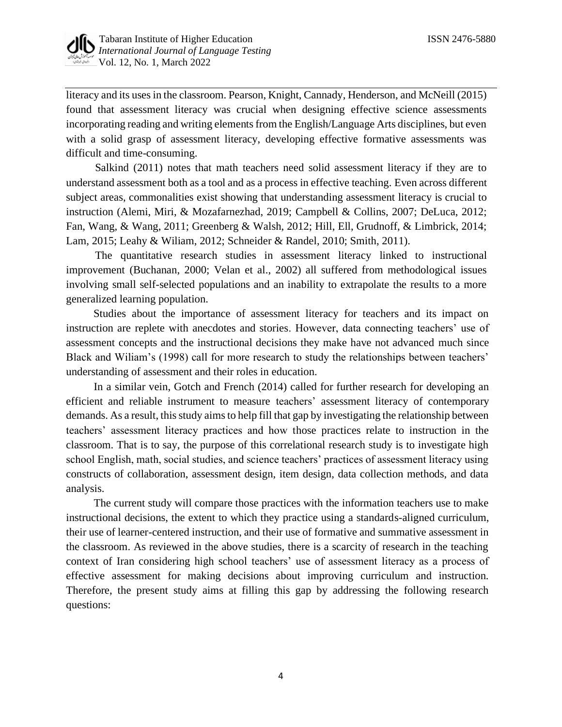literacy and its uses in the classroom. Pearson, Knight, Cannady, Henderson, and McNeill (2015) found that assessment literacy was crucial when designing effective science assessments incorporating reading and writing elements from the English/Language Arts disciplines, but even with a solid grasp of assessment literacy, developing effective formative assessments was difficult and time-consuming.

Salkind (2011) notes that math teachers need solid assessment literacy if they are to understand assessment both as a tool and as a process in effective teaching. Even across different subject areas, commonalities exist showing that understanding assessment literacy is crucial to instruction (Alemi, Miri, & Mozafarnezhad, 2019; Campbell & Collins, 2007; DeLuca, 2012; Fan, Wang, & Wang, 2011; Greenberg & Walsh, 2012; Hill, Ell, Grudnoff, & Limbrick, 2014; Lam, 2015; Leahy & Wiliam, 2012; Schneider & Randel, 2010; Smith, 2011).

The quantitative research studies in assessment literacy linked to instructional improvement (Buchanan, 2000; Velan et al., 2002) all suffered from methodological issues involving small self-selected populations and an inability to extrapolate the results to a more generalized learning population.

Studies about the importance of assessment literacy for teachers and its impact on instruction are replete with anecdotes and stories. However, data connecting teachers' use of assessment concepts and the instructional decisions they make have not advanced much since Black and Wiliam's (1998) call for more research to study the relationships between teachers' understanding of assessment and their roles in education.

In a similar vein, Gotch and French (2014) called for further research for developing an efficient and reliable instrument to measure teachers' assessment literacy of contemporary demands. As a result, this study aims to help fill that gap by investigating the relationship between teachers' assessment literacy practices and how those practices relate to instruction in the classroom. That is to say, the purpose of this correlational research study is to investigate high school English, math, social studies, and science teachers' practices of assessment literacy using constructs of collaboration, assessment design, item design, data collection methods, and data analysis.

The current study will compare those practices with the information teachers use to make instructional decisions, the extent to which they practice using a standards-aligned curriculum, their use of learner-centered instruction, and their use of formative and summative assessment in the classroom. As reviewed in the above studies, there is a scarcity of research in the teaching context of Iran considering high school teachers' use of assessment literacy as a process of effective assessment for making decisions about improving curriculum and instruction. Therefore, the present study aims at filling this gap by addressing the following research questions: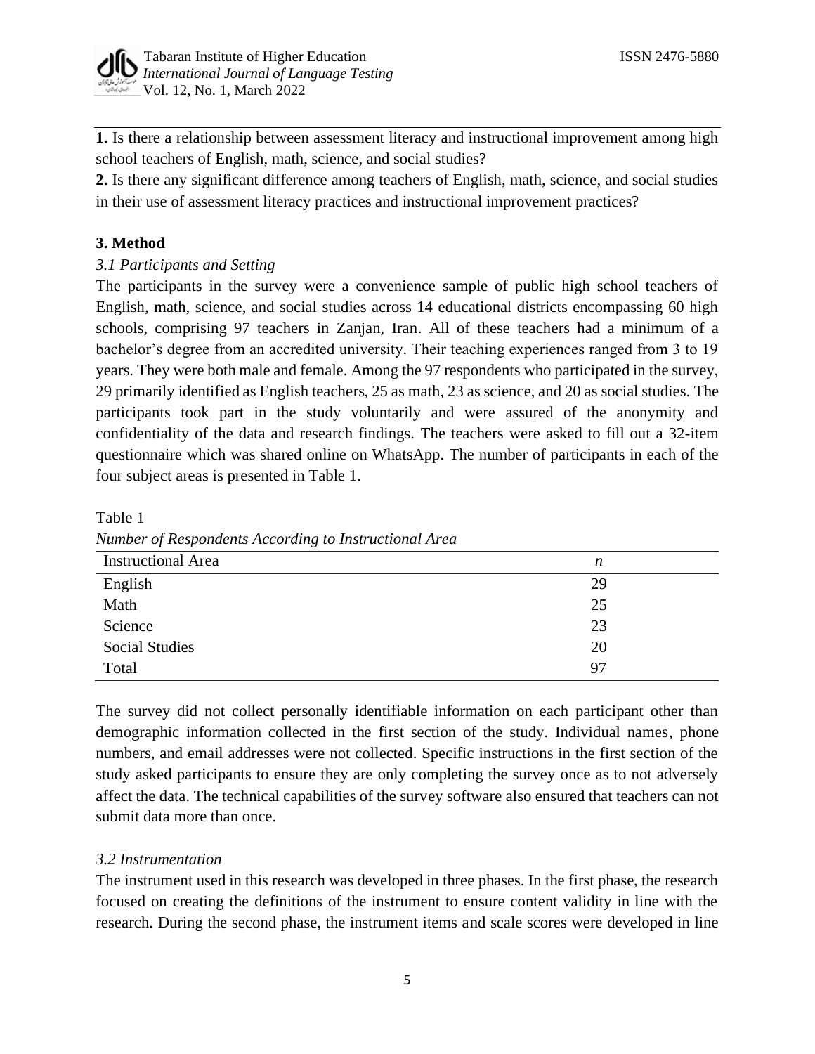**1.** Is there a relationship between assessment literacy and instructional improvement among high school teachers of English, math, science, and social studies?

**2.** Is there any significant difference among teachers of English, math, science, and social studies in their use of assessment literacy practices and instructional improvement practices?

## 3. Method

### *3.1 Participants and Setting*

The participants in the survey were a convenience sample of public high school teachers of English, math, science, and social studies across 14 educational districts encompassing 60 high schools, comprising 97 teachers in Zanjan, Iran. All of these teachers had a minimum of a bachelor's degree from an accredited university. Their teaching experiences ranged from 3 to 19 years. They were both male and female. Among the 97 respondents who participated in the survey, 29 primarily identified as English teachers, 25 as math, 23 as science, and 20 as social studies. The participants took part in the study voluntarily and were assured of the anonymity and confidentiality of the data and research findings. The teachers were asked to fill out a 32-item questionnaire which was shared online on WhatsApp. The number of participants in each of the four subject areas is presented in Table 1.

Table 1

*Number of Respondents According to Instructional Area*

| Instructional Area | *n* |
|---|---|
| English | 29 |
| Math | 25 |
| Science | 23 |
| Social Studies | 20 |
| Total | 97 |

The survey did not collect personally identifiable information on each participant other than demographic information collected in the first section of the study. Individual names, phone numbers, and email addresses were not collected. Specific instructions in the first section of the study asked participants to ensure they are only completing the survey once as to not adversely affect the data. The technical capabilities of the survey software also ensured that teachers can not submit data more than once.

### *3.2 Instrumentation*

The instrument used in this research was developed in three phases. In the first phase, the research focused on creating the definitions of the instrument to ensure content validity in line with the research. During the second phase, the instrument items and scale scores were developed in line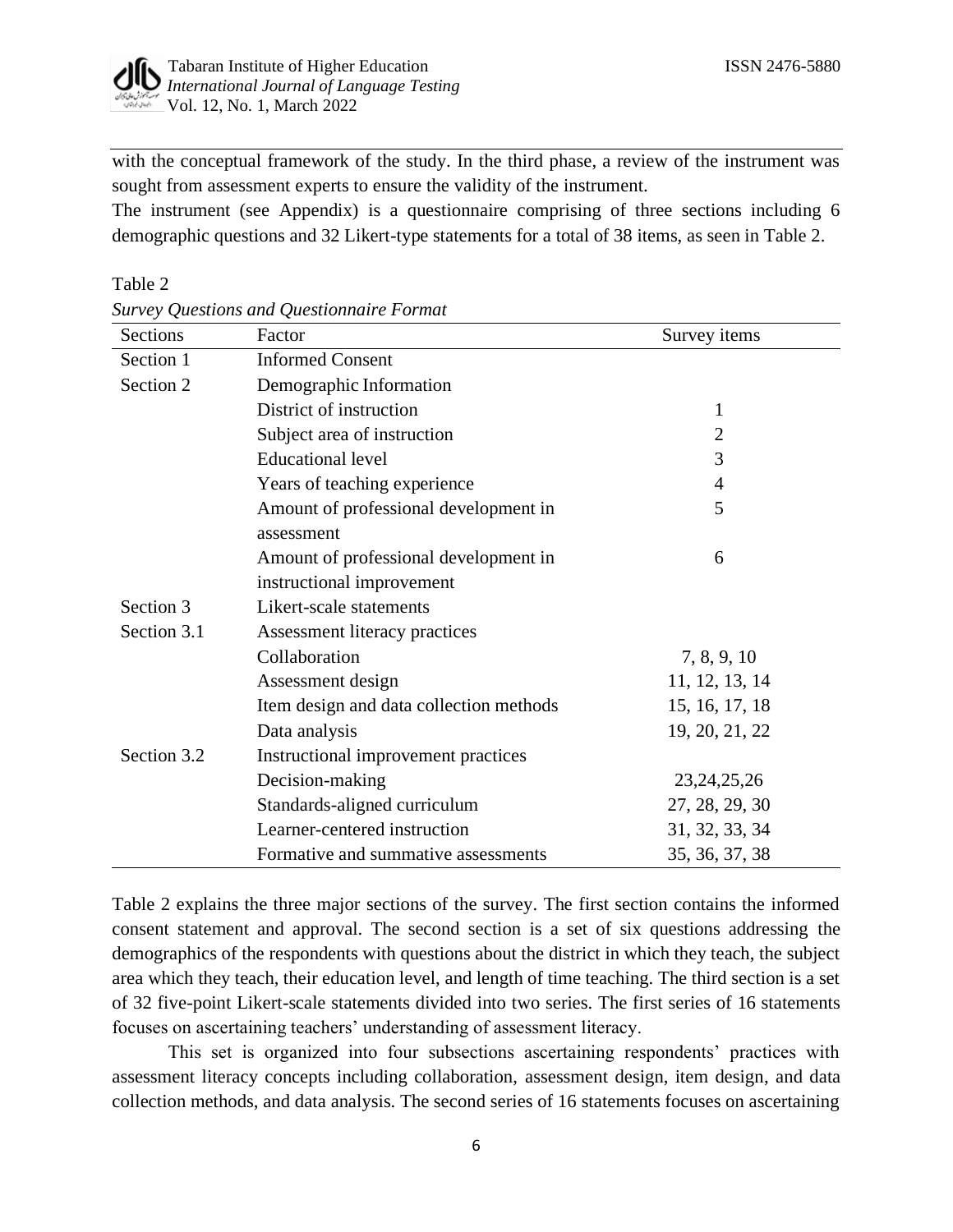with the conceptual framework of the study. In the third phase, a review of the instrument was sought from assessment experts to ensure the validity of the instrument.

The instrument (see Appendix) is a questionnaire comprising of three sections including 6 demographic questions and 32 Likert-type statements for a total of 38 items, as seen in Table 2.

Table 2

*Survey Questions and Questionnaire Format*

| Sections | Factor | Survey items |
|---|---|---|
| Section 1 | Informed Consent | |
| Section 2 | Demographic Information | |
| | District of instruction | 1 |
| | Subject area of instruction | 2 |
| | Educational level | 3 |
| | Years of teaching experience | 4 |
| | Amount of professional development in assessment | 5 |
| | Amount of professional development in instructional improvement | 6 |
| Section 3 | Likert-scale statements | |
| Section 3.1 | Assessment literacy practices | |
| | Collaboration | 7, 8, 9, 10 |
| | Assessment design | 11, 12, 13, 14 |
| | Item design and data collection methods | 15, 16, 17, 18 |
| | Data analysis | 19, 20, 21, 22 |
| Section 3.2 | Instructional improvement practices | |
| | Decision-making | 23,24,25,26 |
| | Standards-aligned curriculum | 27, 28, 29, 30 |
| | Learner-centered instruction | 31, 32, 33, 34 |
| | Formative and summative assessments | 35, 36, 37, 38 |

Table 2 explains the three major sections of the survey. The first section contains the informed consent statement and approval. The second section is a set of six questions addressing the demographics of the respondents with questions about the district in which they teach, the subject area which they teach, their education level, and length of time teaching. The third section is a set of 32 five-point Likert-scale statements divided into two series. The first series of 16 statements focuses on ascertaining teachers' understanding of assessment literacy.

This set is organized into four subsections ascertaining respondents' practices with assessment literacy concepts including collaboration, assessment design, item design, and data collection methods, and data analysis. The second series of 16 statements focuses on ascertaining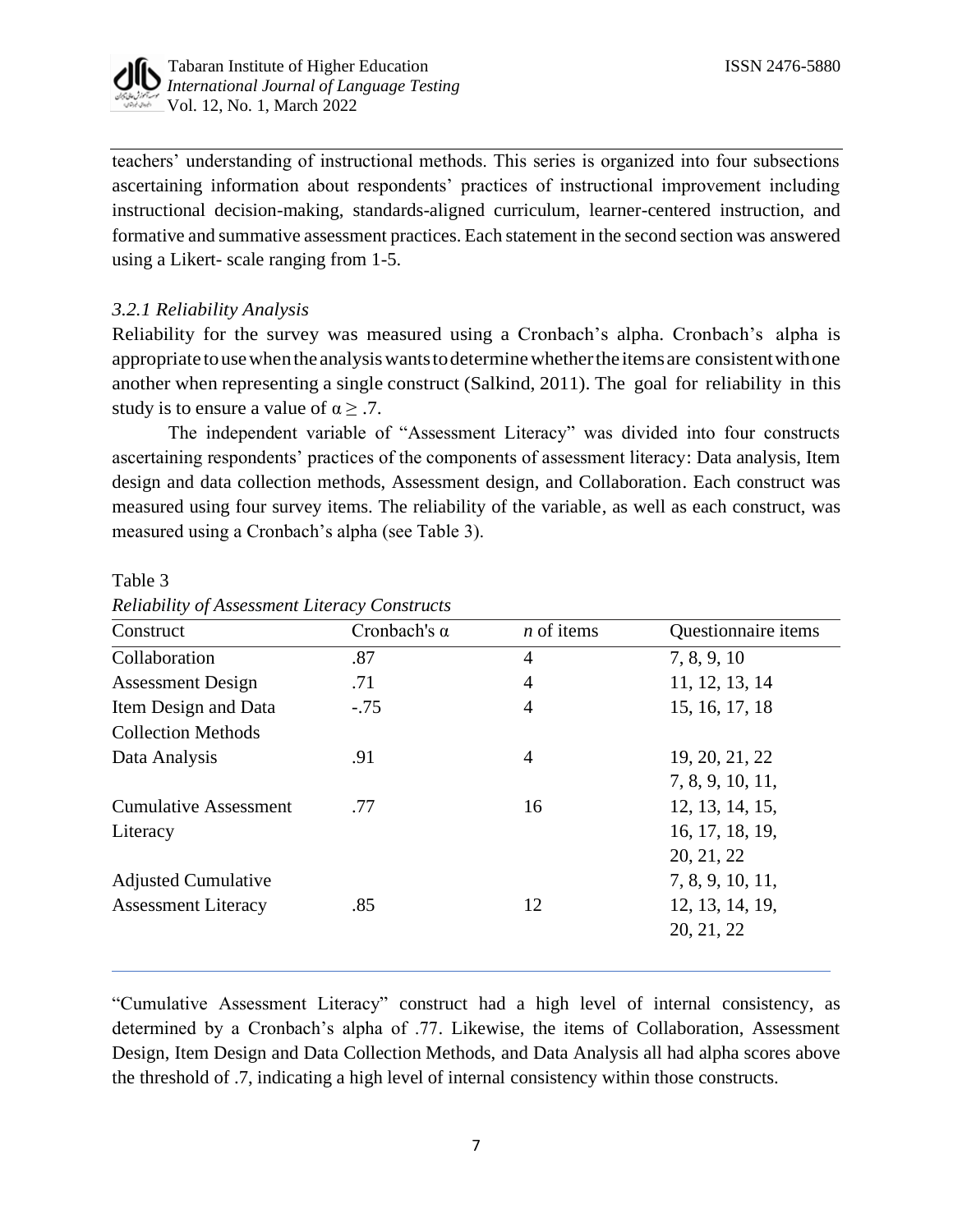teachers' understanding of instructional methods. This series is organized into four subsections ascertaining information about respondents' practices of instructional improvement including instructional decision-making, standards-aligned curriculum, learner-centered instruction, and formative and summative assessment practices. Each statement in the second section was answered using a Likert- scale ranging from 1-5.

### *3.2.1 Reliability Analysis*

Reliability for the survey was measured using a Cronbach's alpha. Cronbach's alpha is appropriate to use when the analysis wants to determine whether the items are consistent with one another when representing a single construct (Salkind, 2011). The goal for reliability in this study is to ensure a value of $\alpha \geq .7$.

The independent variable of "Assessment Literacy" was divided into four constructs ascertaining respondents' practices of the components of assessment literacy: Data analysis, Item design and data collection methods, Assessment design, and Collaboration. Each construct was measured using four survey items. The reliability of the variable, as well as each construct, was measured using a Cronbach's alpha (see Table 3).

Table 3
*Reliability of Assessment Literacy Constructs*

| Construct | Cronbach's α | *n* of items | Questionnaire items |
|---|---|---|---|
| Collaboration | .87 | 4 | 7, 8, 9, 10 |
| Assessment Design | .71 | 4 | 11, 12, 13, 14 |
| Item Design and Data Collection Methods | -.75 | 4 | 15, 16, 17, 18 |
| Data Analysis | .91 | 4 | 19, 20, 21, 22 |
| Cumulative Assessment Literacy | .77 | 16 | 7, 8, 9, 10, 11, 12, 13, 14, 15, 16, 17, 18, 19, 20, 21, 22 |
| Adjusted Cumulative Assessment Literacy | .85 | 12 | 7, 8, 9, 10, 11, 12, 13, 14, 19, 20, 21, 22 |

"Cumulative Assessment Literacy" construct had a high level of internal consistency, as determined by a Cronbach's alpha of .77. Likewise, the items of Collaboration, Assessment Design, Item Design and Data Collection Methods, and Data Analysis all had alpha scores above the threshold of .7, indicating a high level of internal consistency within those constructs.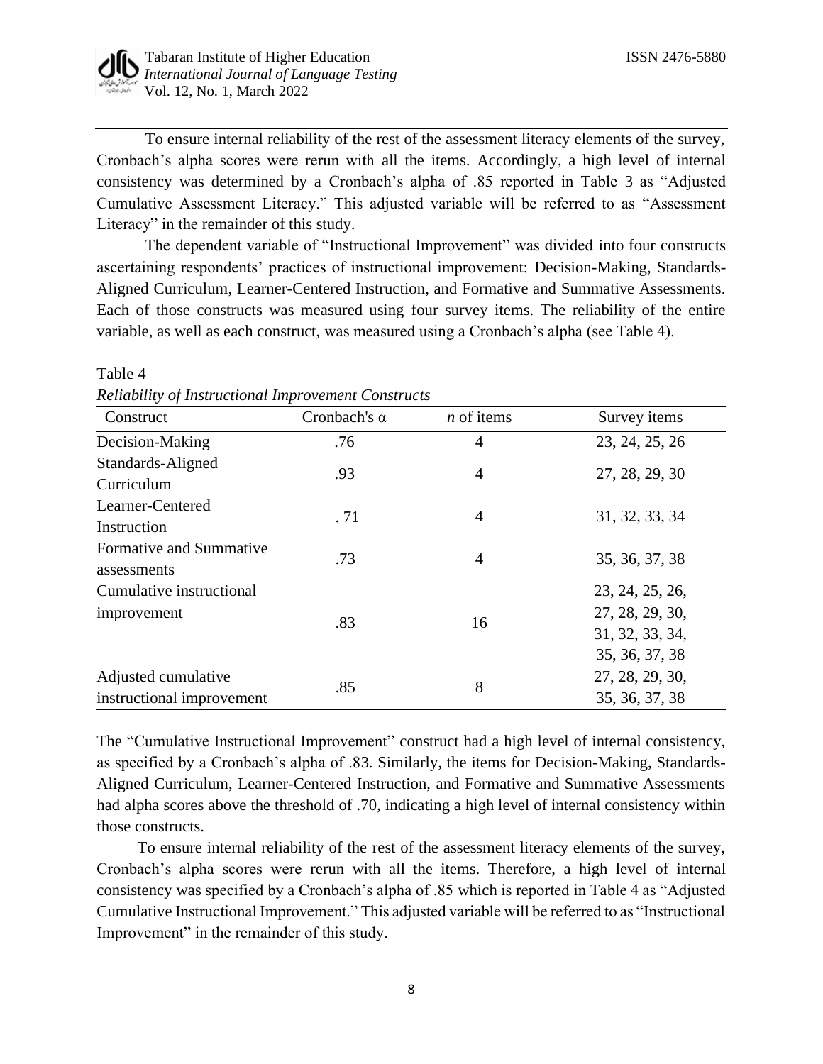To ensure internal reliability of the rest of the assessment literacy elements of the survey, Cronbach's alpha scores were rerun with all the items. Accordingly, a high level of internal consistency was determined by a Cronbach's alpha of .85 reported in Table 3 as "Adjusted Cumulative Assessment Literacy." This adjusted variable will be referred to as "Assessment Literacy" in the remainder of this study.

The dependent variable of "Instructional Improvement" was divided into four constructs ascertaining respondents' practices of instructional improvement: Decision-Making, Standards-Aligned Curriculum, Learner-Centered Instruction, and Formative and Summative Assessments. Each of those constructs was measured using four survey items. The reliability of the entire variable, as well as each construct, was measured using a Cronbach's alpha (see Table 4).

Table 4

*Reliability of Instructional Improvement Constructs*

| Construct | Cronbach's α | *n* of items | Survey items |
|---|---|---|---|
| Decision-Making | .76 | 4 | 23, 24, 25, 26 |
| Standards-Aligned Curriculum | .93 | 4 | 27, 28, 29, 30 |
| Learner-Centered Instruction | . 71 | 4 | 31, 32, 33, 34 |
| Formative and Summative assessments | .73 | 4 | 35, 36, 37, 38 |
| Cumulative instructional improvement | .83 | 16 | 23, 24, 25, 26, 27, 28, 29, 30, 31, 32, 33, 34, 35, 36, 37, 38 |
| Adjusted cumulative instructional improvement | .85 | 8 | 27, 28, 29, 30, 35, 36, 37, 38 |

The "Cumulative Instructional Improvement" construct had a high level of internal consistency, as specified by a Cronbach's alpha of .83. Similarly, the items for Decision-Making, Standards-Aligned Curriculum, Learner-Centered Instruction, and Formative and Summative Assessments had alpha scores above the threshold of .70, indicating a high level of internal consistency within those constructs.

To ensure internal reliability of the rest of the assessment literacy elements of the survey, Cronbach's alpha scores were rerun with all the items. Therefore, a high level of internal consistency was specified by a Cronbach's alpha of .85 which is reported in Table 4 as "Adjusted Cumulative Instructional Improvement." This adjusted variable will be referred to as "Instructional Improvement" in the remainder of this study.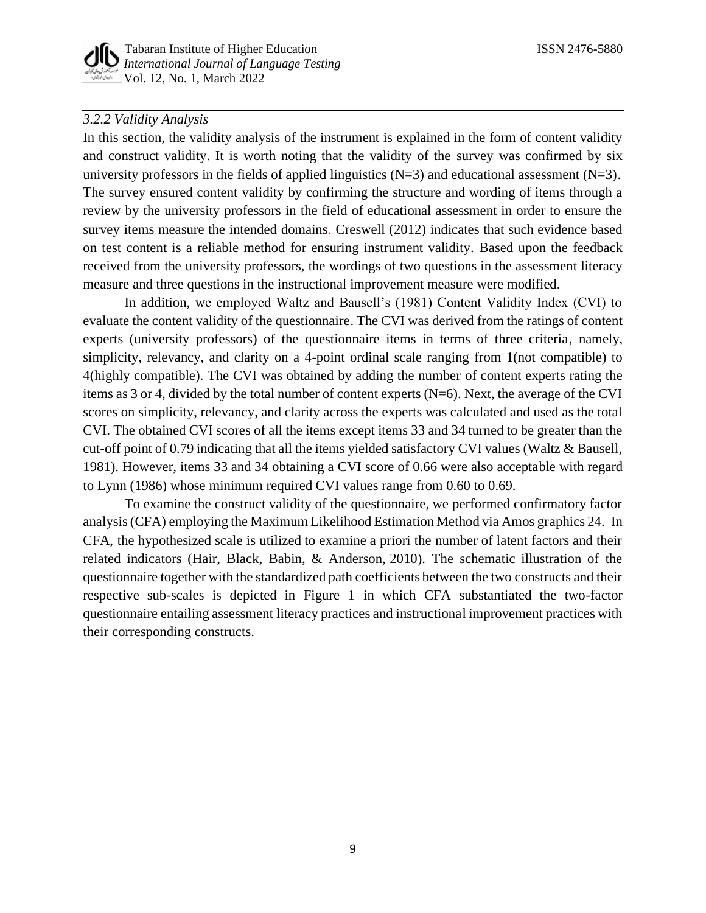*3.2.2 Validity Analysis*

In this section, the validity analysis of the instrument is explained in the form of content validity and construct validity. It is worth noting that the validity of the survey was confirmed by six university professors in the fields of applied linguistics (N=3) and educational assessment (N=3). The survey ensured content validity by confirming the structure and wording of items through a review by the university professors in the field of educational assessment in order to ensure the survey items measure the intended domains. Creswell (2012) indicates that such evidence based on test content is a reliable method for ensuring instrument validity. Based upon the feedback received from the university professors, the wordings of two questions in the assessment literacy measure and three questions in the instructional improvement measure were modified.

In addition, we employed Waltz and Bausell's (1981) Content Validity Index (CVI) to evaluate the content validity of the questionnaire. The CVI was derived from the ratings of content experts (university professors) of the questionnaire items in terms of three criteria, namely, simplicity, relevancy, and clarity on a 4-point ordinal scale ranging from 1(not compatible) to 4(highly compatible). The CVI was obtained by adding the number of content experts rating the items as 3 or 4, divided by the total number of content experts (N=6). Next, the average of the CVI scores on simplicity, relevancy, and clarity across the experts was calculated and used as the total CVI. The obtained CVI scores of all the items except items 33 and 34 turned to be greater than the cut-off point of 0.79 indicating that all the items yielded satisfactory CVI values (Waltz & Bausell, 1981). However, items 33 and 34 obtaining a CVI score of 0.66 were also acceptable with regard to Lynn (1986) whose minimum required CVI values range from 0.60 to 0.69.

To examine the construct validity of the questionnaire, we performed confirmatory factor analysis (CFA) employing the Maximum Likelihood Estimation Method via Amos graphics 24. In CFA, the hypothesized scale is utilized to examine a priori the number of latent factors and their related indicators (Hair, Black, Babin, & Anderson, 2010). The schematic illustration of the questionnaire together with the standardized path coefficients between the two constructs and their respective sub-scales is depicted in Figure 1 in which CFA substantiated the two-factor questionnaire entailing assessment literacy practices and instructional improvement practices with their corresponding constructs.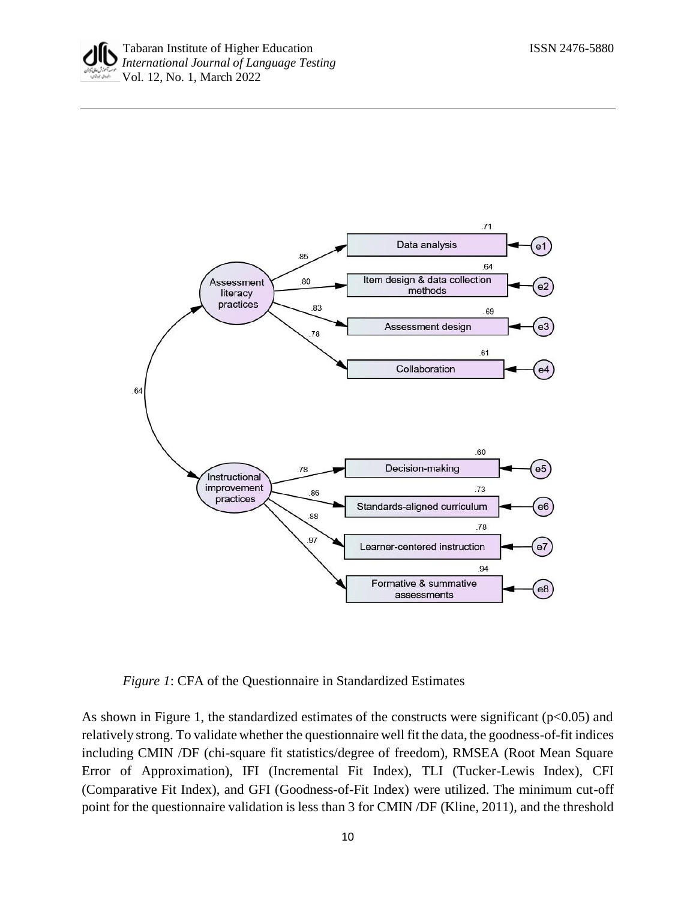Assessment literacy practices

Instructional improvement practices

.64

.85

.80

.83

.78

.71

Data analysis

e1

.64

Item design & data collection methods

e2

.69

Assessment design

e3

.61

Collaboration

e4

.78

.86

.88

.97

.60

Decision-making

e5

.73

Standards-aligned curriculum

e6

.78

Learner-centered instruction

e7

.94

Formative & summative assessments

e8

*Figure 1*: CFA of the Questionnaire in Standardized Estimates

As shown in Figure 1, the standardized estimates of the constructs were significant ($p<0.05$) and relatively strong. To validate whether the questionnaire well fit the data, the goodness-of-fit indices including CMIN /DF (chi-square fit statistics/degree of freedom), RMSEA (Root Mean Square Error of Approximation), IFI (Incremental Fit Index), TLI (Tucker-Lewis Index), CFI (Comparative Fit Index), and GFI (Goodness-of-Fit Index) were utilized. The minimum cut-off point for the questionnaire validation is less than 3 for CMIN /DF (Kline, 2011), and the threshold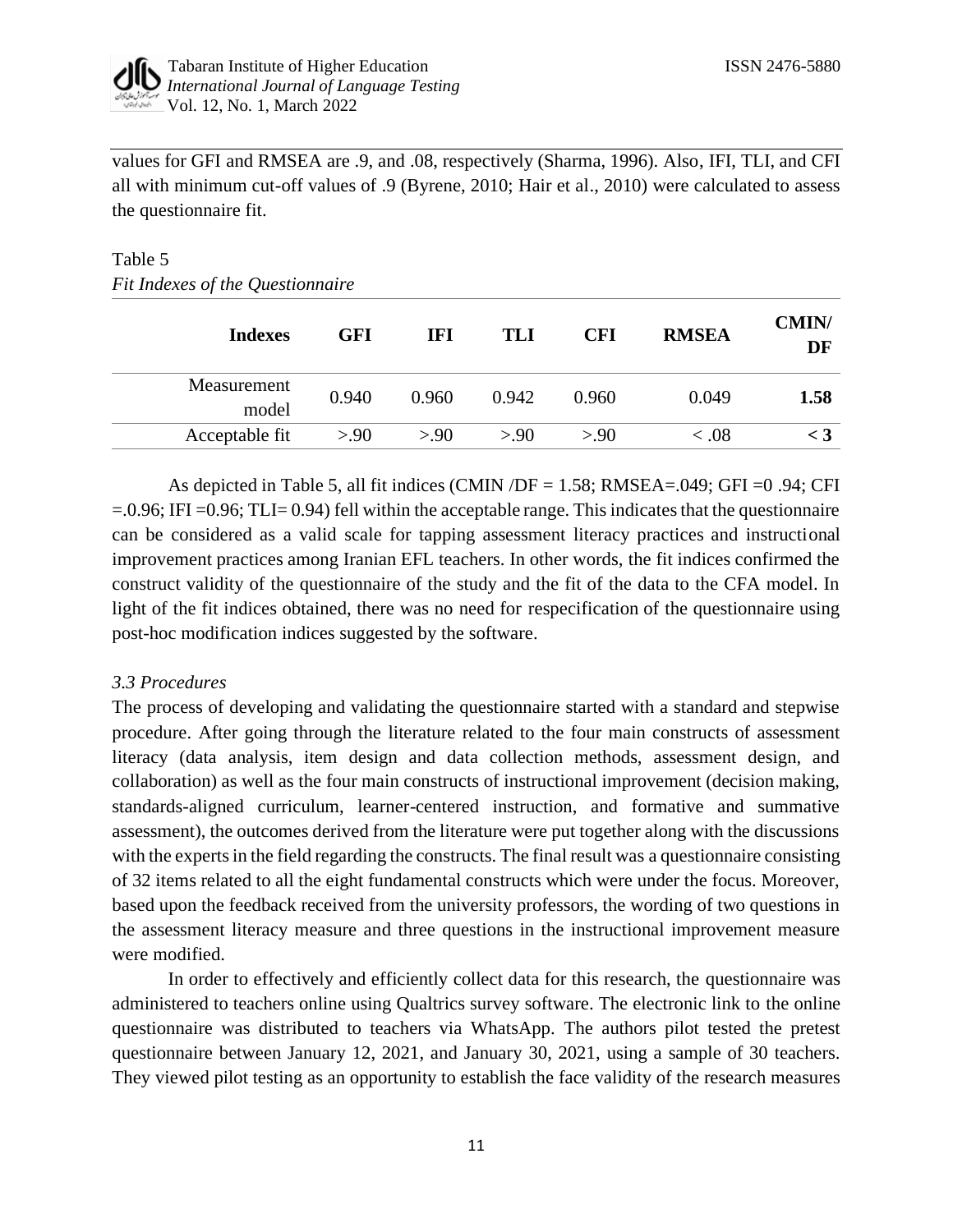values for GFI and RMSEA are .9, and .08, respectively (Sharma, 1996). Also, IFI, TLI, and CFI all with minimum cut-off values of .9 (Byrene, 2010; Hair et al., 2010) were calculated to assess the questionnaire fit.

Table 5
*Fit Indexes of the Questionnaire*

| **Indexes** | **GFI** | **IFI** | **TLI** | **CFI** | **RMSEA** | **CMIN/DF** |
|---|---|---|---|---|---|---|
| Measurement model | 0.940 | 0.960 | 0.942 | 0.960 | 0.049 | **1.58** |
| Acceptable fit | >.90 | >.90 | >.90 | >.90 | < .08 | **< 3** |

As depicted in Table 5, all fit indices (CMIN /DF = 1.58; RMSEA=.049; GFI =0 .94; CFI =.0.96; IFI =0.96; TLI= 0.94) fell within the acceptable range. This indicates that the questionnaire can be considered as a valid scale for tapping assessment literacy practices and instructional improvement practices among Iranian EFL teachers. In other words, the fit indices confirmed the construct validity of the questionnaire of the study and the fit of the data to the CFA model. In light of the fit indices obtained, there was no need for respecification of the questionnaire using post-hoc modification indices suggested by the software.

### *3.3 Procedures*

The process of developing and validating the questionnaire started with a standard and stepwise procedure. After going through the literature related to the four main constructs of assessment literacy (data analysis, item design and data collection methods, assessment design, and collaboration) as well as the four main constructs of instructional improvement (decision making, standards-aligned curriculum, learner-centered instruction, and formative and summative assessment), the outcomes derived from the literature were put together along with the discussions with the experts in the field regarding the constructs. The final result was a questionnaire consisting of 32 items related to all the eight fundamental constructs which were under the focus. Moreover, based upon the feedback received from the university professors, the wording of two questions in the assessment literacy measure and three questions in the instructional improvement measure were modified.

In order to effectively and efficiently collect data for this research, the questionnaire was administered to teachers online using Qualtrics survey software. The electronic link to the online questionnaire was distributed to teachers via WhatsApp. The authors pilot tested the pretest questionnaire between January 12, 2021, and January 30, 2021, using a sample of 30 teachers. They viewed pilot testing as an opportunity to establish the face validity of the research measures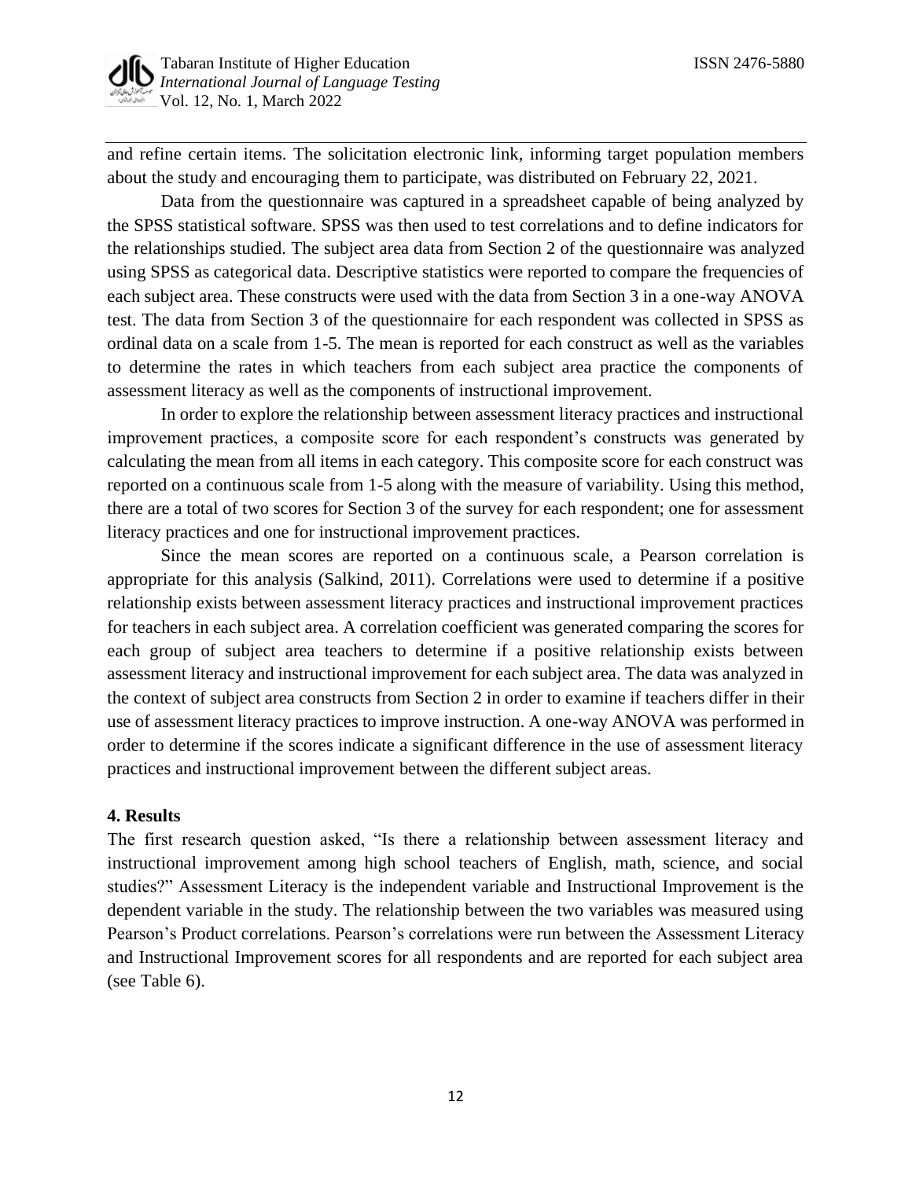and refine certain items. The solicitation electronic link, informing target population members about the study and encouraging them to participate, was distributed on February 22, 2021.

Data from the questionnaire was captured in a spreadsheet capable of being analyzed by the SPSS statistical software. SPSS was then used to test correlations and to define indicators for the relationships studied. The subject area data from Section 2 of the questionnaire was analyzed using SPSS as categorical data. Descriptive statistics were reported to compare the frequencies of each subject area. These constructs were used with the data from Section 3 in a one-way ANOVA test. The data from Section 3 of the questionnaire for each respondent was collected in SPSS as ordinal data on a scale from 1-5. The mean is reported for each construct as well as the variables to determine the rates in which teachers from each subject area practice the components of assessment literacy as well as the components of instructional improvement.

In order to explore the relationship between assessment literacy practices and instructional improvement practices, a composite score for each respondent's constructs was generated by calculating the mean from all items in each category. This composite score for each construct was reported on a continuous scale from 1-5 along with the measure of variability. Using this method, there are a total of two scores for Section 3 of the survey for each respondent; one for assessment literacy practices and one for instructional improvement practices.

Since the mean scores are reported on a continuous scale, a Pearson correlation is appropriate for this analysis (Salkind, 2011). Correlations were used to determine if a positive relationship exists between assessment literacy practices and instructional improvement practices for teachers in each subject area. A correlation coefficient was generated comparing the scores for each group of subject area teachers to determine if a positive relationship exists between assessment literacy and instructional improvement for each subject area. The data was analyzed in the context of subject area constructs from Section 2 in order to examine if teachers differ in their use of assessment literacy practices to improve instruction. A one-way ANOVA was performed in order to determine if the scores indicate a significant difference in the use of assessment literacy practices and instructional improvement between the different subject areas.

## 4. Results

The first research question asked, "Is there a relationship between assessment literacy and instructional improvement among high school teachers of English, math, science, and social studies?" Assessment Literacy is the independent variable and Instructional Improvement is the dependent variable in the study. The relationship between the two variables was measured using Pearson's Product correlations. Pearson's correlations were run between the Assessment Literacy and Instructional Improvement scores for all respondents and are reported for each subject area (see Table 6).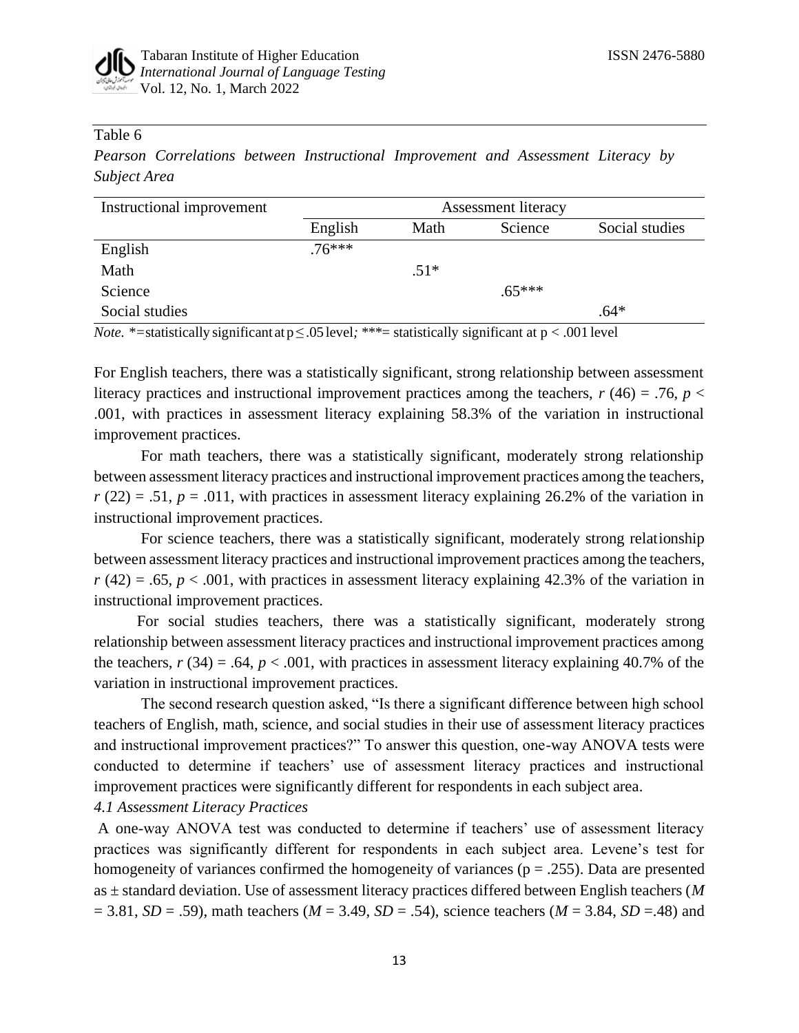Table 6

*Pearson Correlations between Instructional Improvement and Assessment Literacy by Subject Area*

| Instructional improvement | Assessment literacy | | | |
|---|---|---|---|---|
| | English | Math | Science | Social studies |
| English | .76*** | | | |
| Math | | .51* | | |
| Science | | | .65*** | |
| Social studies | | | | .64* |

*Note.* *=statistically significant at $p \leq .05$ level; ***= statistically significant at $p < .001$ level

For English teachers, there was a statistically significant, strong relationship between assessment literacy practices and instructional improvement practices among the teachers, $r$ (46) = .76, $p <$ .001, with practices in assessment literacy explaining 58.3% of the variation in instructional improvement practices.

For math teachers, there was a statistically significant, moderately strong relationship between assessment literacy practices and instructional improvement practices among the teachers, $r$ (22) = .51, $p$ = .011, with practices in assessment literacy explaining 26.2% of the variation in instructional improvement practices.

For science teachers, there was a statistically significant, moderately strong relationship between assessment literacy practices and instructional improvement practices among the teachers, $r$ (42) = .65, $p$ < .001, with practices in assessment literacy explaining 42.3% of the variation in instructional improvement practices.

For social studies teachers, there was a statistically significant, moderately strong relationship between assessment literacy practices and instructional improvement practices among the teachers, $r$ (34) = .64, $p$ < .001, with practices in assessment literacy explaining 40.7% of the variation in instructional improvement practices.

The second research question asked, "Is there a significant difference between high school teachers of English, math, science, and social studies in their use of assessment literacy practices and instructional improvement practices?" To answer this question, one-way ANOVA tests were conducted to determine if teachers' use of assessment literacy practices and instructional improvement practices were significantly different for respondents in each subject area.

### *4.1 Assessment Literacy Practices*

A one-way ANOVA test was conducted to determine if teachers' use of assessment literacy practices was significantly different for respondents in each subject area. Levene's test for homogeneity of variances confirmed the homogeneity of variances ($p$ = .255). Data are presented as ± standard deviation. Use of assessment literacy practices differed between English teachers ($M$ = 3.81, $SD$ = .59), math teachers ($M$ = 3.49, $SD$ = .54), science teachers ($M$ = 3.84, $SD$ =.48) and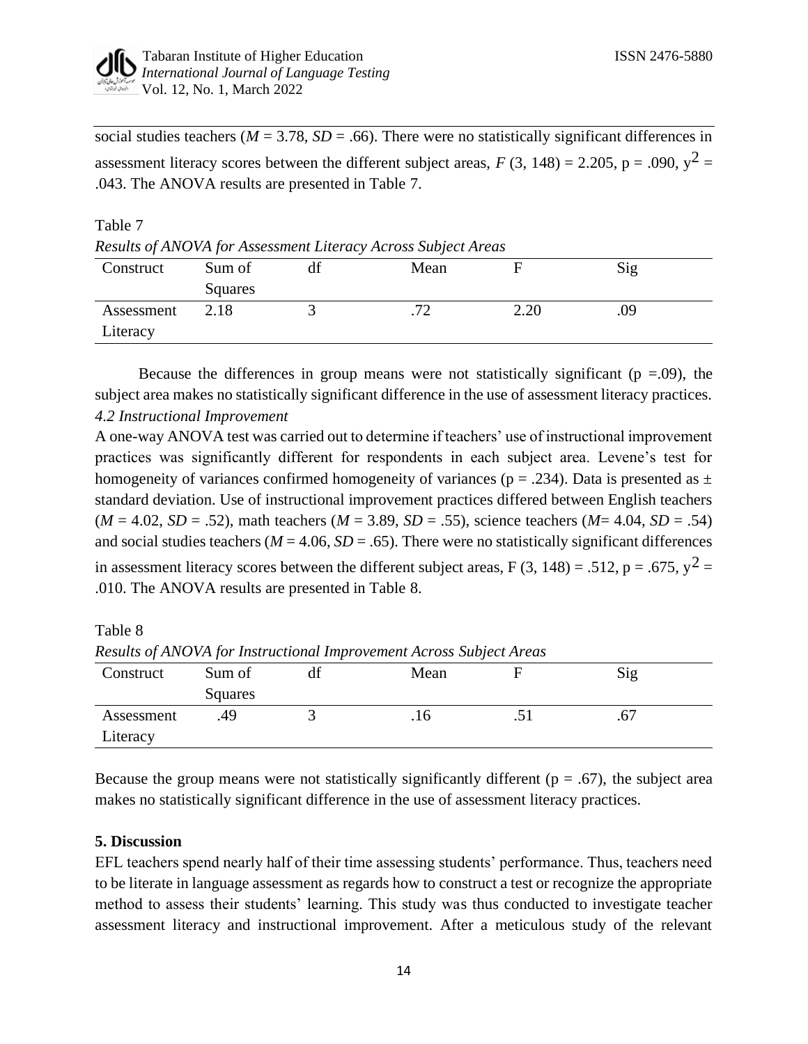social studies teachers (*M* = 3.78, *SD* = .66). There were no statistically significant differences in assessment literacy scores between the different subject areas, $F$ (3, 148) = 2.205, p = .090, $y^2$ = .043. The ANOVA results are presented in Table 7.

Table 7

*Results of ANOVA for Assessment Literacy Across Subject Areas*

| Construct | Sum of Squares | df | Mean | F | Sig |
|---|---|---|---|---|---|
| Assessment Literacy | 2.18 | 3 | .72 | 2.20 | .09 |

Because the differences in group means were not statistically significant (p =.09), the subject area makes no statistically significant difference in the use of assessment literacy practices.

### *4.2 Instructional Improvement*

A one-way ANOVA test was carried out to determine if teachers' use of instructional improvement practices was significantly different for respondents in each subject area. Levene's test for homogeneity of variances confirmed homogeneity of variances (p = .234). Data is presented as ± standard deviation. Use of instructional improvement practices differed between English teachers (*M* = 4.02, *SD* = .52), math teachers (*M* = 3.89, *SD* = .55), science teachers (*M*= 4.04, *SD* = .54) and social studies teachers (*M* = 4.06, *SD* = .65). There were no statistically significant differences in assessment literacy scores between the different subject areas, F (3, 148) = .512, p = .675, $y^2$ = .010. The ANOVA results are presented in Table 8.

Table 8

*Results of ANOVA for Instructional Improvement Across Subject Areas*

| Construct | Sum of Squares | df | Mean | F | Sig |
|---|---|---|---|---|---|
| Assessment Literacy | .49 | 3 | .16 | .51 | .67 |

Because the group means were not statistically significantly different (p = .67), the subject area makes no statistically significant difference in the use of assessment literacy practices.

## 5. Discussion

EFL teachers spend nearly half of their time assessing students' performance. Thus, teachers need to be literate in language assessment as regards how to construct a test or recognize the appropriate method to assess their students' learning. This study was thus conducted to investigate teacher assessment literacy and instructional improvement. After a meticulous study of the relevant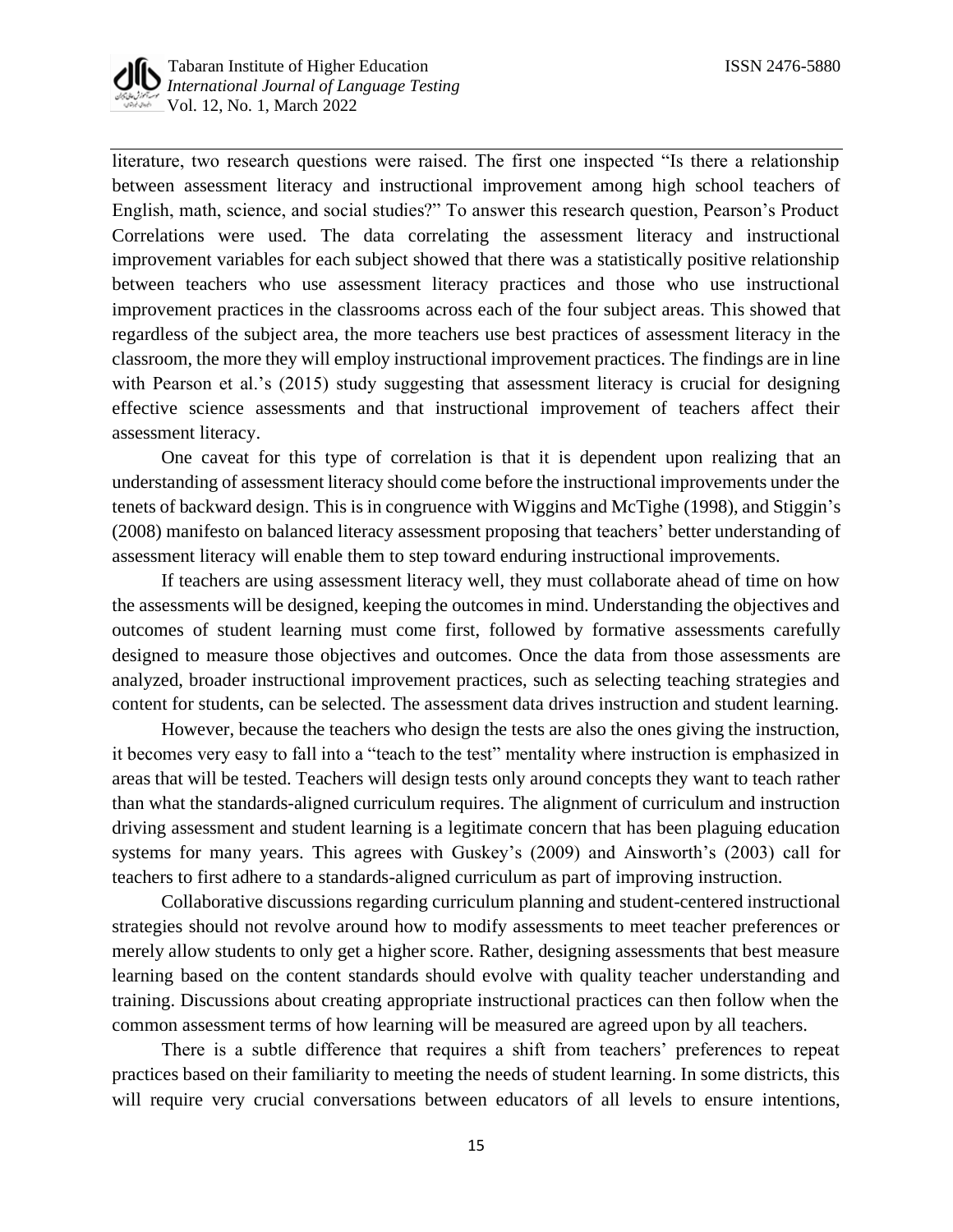literature, two research questions were raised. The first one inspected "Is there a relationship between assessment literacy and instructional improvement among high school teachers of English, math, science, and social studies?" To answer this research question, Pearson's Product Correlations were used. The data correlating the assessment literacy and instructional improvement variables for each subject showed that there was a statistically positive relationship between teachers who use assessment literacy practices and those who use instructional improvement practices in the classrooms across each of the four subject areas. This showed that regardless of the subject area, the more teachers use best practices of assessment literacy in the classroom, the more they will employ instructional improvement practices. The findings are in line with Pearson et al.'s (2015) study suggesting that assessment literacy is crucial for designing effective science assessments and that instructional improvement of teachers affect their assessment literacy.

One caveat for this type of correlation is that it is dependent upon realizing that an understanding of assessment literacy should come before the instructional improvements under the tenets of backward design. This is in congruence with Wiggins and McTighe (1998), and Stiggin's (2008) manifesto on balanced literacy assessment proposing that teachers' better understanding of assessment literacy will enable them to step toward enduring instructional improvements.

If teachers are using assessment literacy well, they must collaborate ahead of time on how the assessments will be designed, keeping the outcomes in mind. Understanding the objectives and outcomes of student learning must come first, followed by formative assessments carefully designed to measure those objectives and outcomes. Once the data from those assessments are analyzed, broader instructional improvement practices, such as selecting teaching strategies and content for students, can be selected. The assessment data drives instruction and student learning.

However, because the teachers who design the tests are also the ones giving the instruction, it becomes very easy to fall into a "teach to the test" mentality where instruction is emphasized in areas that will be tested. Teachers will design tests only around concepts they want to teach rather than what the standards-aligned curriculum requires. The alignment of curriculum and instruction driving assessment and student learning is a legitimate concern that has been plaguing education systems for many years. This agrees with Guskey's (2009) and Ainsworth's (2003) call for teachers to first adhere to a standards-aligned curriculum as part of improving instruction.

Collaborative discussions regarding curriculum planning and student-centered instructional strategies should not revolve around how to modify assessments to meet teacher preferences or merely allow students to only get a higher score. Rather, designing assessments that best measure learning based on the content standards should evolve with quality teacher understanding and training. Discussions about creating appropriate instructional practices can then follow when the common assessment terms of how learning will be measured are agreed upon by all teachers.

There is a subtle difference that requires a shift from teachers' preferences to repeat practices based on their familiarity to meeting the needs of student learning. In some districts, this will require very crucial conversations between educators of all levels to ensure intentions,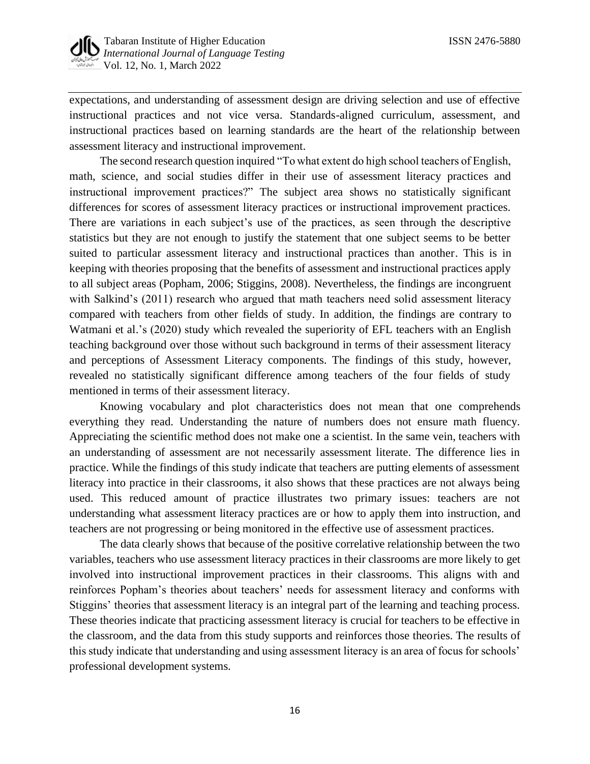expectations, and understanding of assessment design are driving selection and use of effective instructional practices and not vice versa. Standards-aligned curriculum, assessment, and instructional practices based on learning standards are the heart of the relationship between assessment literacy and instructional improvement.

The second research question inquired "To what extent do high school teachers of English, math, science, and social studies differ in their use of assessment literacy practices and instructional improvement practices?" The subject area shows no statistically significant differences for scores of assessment literacy practices or instructional improvement practices. There are variations in each subject's use of the practices, as seen through the descriptive statistics but they are not enough to justify the statement that one subject seems to be better suited to particular assessment literacy and instructional practices than another. This is in keeping with theories proposing that the benefits of assessment and instructional practices apply to all subject areas (Popham, 2006; Stiggins, 2008). Nevertheless, the findings are incongruent with Salkind's (2011) research who argued that math teachers need solid assessment literacy compared with teachers from other fields of study. In addition, the findings are contrary to Watmani et al.'s (2020) study which revealed the superiority of EFL teachers with an English teaching background over those without such background in terms of their assessment literacy and perceptions of Assessment Literacy components. The findings of this study, however, revealed no statistically significant difference among teachers of the four fields of study mentioned in terms of their assessment literacy.

Knowing vocabulary and plot characteristics does not mean that one comprehends everything they read. Understanding the nature of numbers does not ensure math fluency. Appreciating the scientific method does not make one a scientist. In the same vein, teachers with an understanding of assessment are not necessarily assessment literate. The difference lies in practice. While the findings of this study indicate that teachers are putting elements of assessment literacy into practice in their classrooms, it also shows that these practices are not always being used. This reduced amount of practice illustrates two primary issues: teachers are not understanding what assessment literacy practices are or how to apply them into instruction, and teachers are not progressing or being monitored in the effective use of assessment practices.

The data clearly shows that because of the positive correlative relationship between the two variables, teachers who use assessment literacy practices in their classrooms are more likely to get involved into instructional improvement practices in their classrooms. This aligns with and reinforces Popham's theories about teachers' needs for assessment literacy and conforms with Stiggins' theories that assessment literacy is an integral part of the learning and teaching process. These theories indicate that practicing assessment literacy is crucial for teachers to be effective in the classroom, and the data from this study supports and reinforces those theories. The results of this study indicate that understanding and using assessment literacy is an area of focus for schools' professional development systems.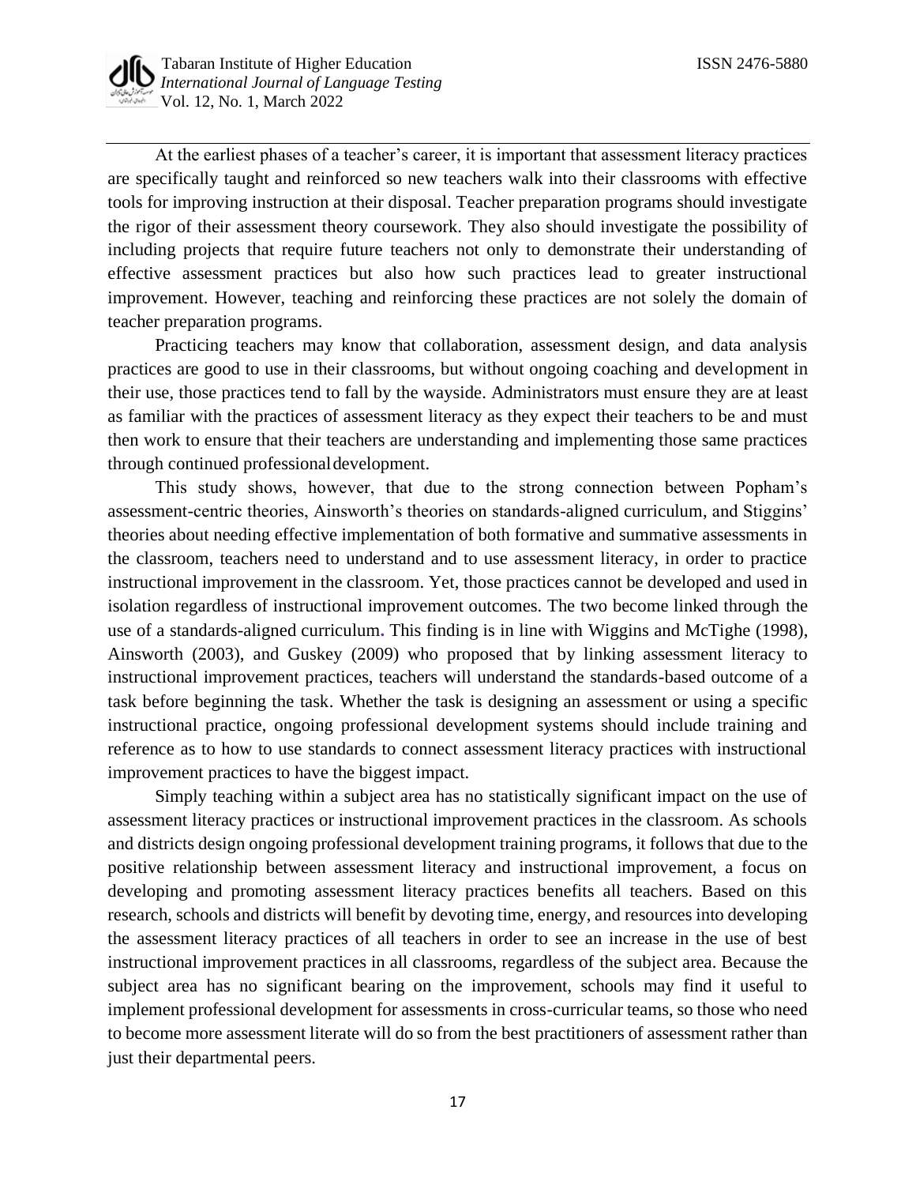At the earliest phases of a teacher's career, it is important that assessment literacy practices are specifically taught and reinforced so new teachers walk into their classrooms with effective tools for improving instruction at their disposal. Teacher preparation programs should investigate the rigor of their assessment theory coursework. They also should investigate the possibility of including projects that require future teachers not only to demonstrate their understanding of effective assessment practices but also how such practices lead to greater instructional improvement. However, teaching and reinforcing these practices are not solely the domain of teacher preparation programs.

Practicing teachers may know that collaboration, assessment design, and data analysis practices are good to use in their classrooms, but without ongoing coaching and development in their use, those practices tend to fall by the wayside. Administrators must ensure they are at least as familiar with the practices of assessment literacy as they expect their teachers to be and must then work to ensure that their teachers are understanding and implementing those same practices through continued professional development.

This study shows, however, that due to the strong connection between Popham's assessment-centric theories, Ainsworth's theories on standards-aligned curriculum, and Stiggins' theories about needing effective implementation of both formative and summative assessments in the classroom, teachers need to understand and to use assessment literacy, in order to practice instructional improvement in the classroom. Yet, those practices cannot be developed and used in isolation regardless of instructional improvement outcomes. The two become linked through the use of a standards-aligned curriculum. This finding is in line with Wiggins and McTighe (1998), Ainsworth (2003), and Guskey (2009) who proposed that by linking assessment literacy to instructional improvement practices, teachers will understand the standards-based outcome of a task before beginning the task. Whether the task is designing an assessment or using a specific instructional practice, ongoing professional development systems should include training and reference as to how to use standards to connect assessment literacy practices with instructional improvement practices to have the biggest impact.

Simply teaching within a subject area has no statistically significant impact on the use of assessment literacy practices or instructional improvement practices in the classroom. As schools and districts design ongoing professional development training programs, it follows that due to the positive relationship between assessment literacy and instructional improvement, a focus on developing and promoting assessment literacy practices benefits all teachers. Based on this research, schools and districts will benefit by devoting time, energy, and resources into developing the assessment literacy practices of all teachers in order to see an increase in the use of best instructional improvement practices in all classrooms, regardless of the subject area. Because the subject area has no significant bearing on the improvement, schools may find it useful to implement professional development for assessments in cross-curricular teams, so those who need to become more assessment literate will do so from the best practitioners of assessment rather than just their departmental peers.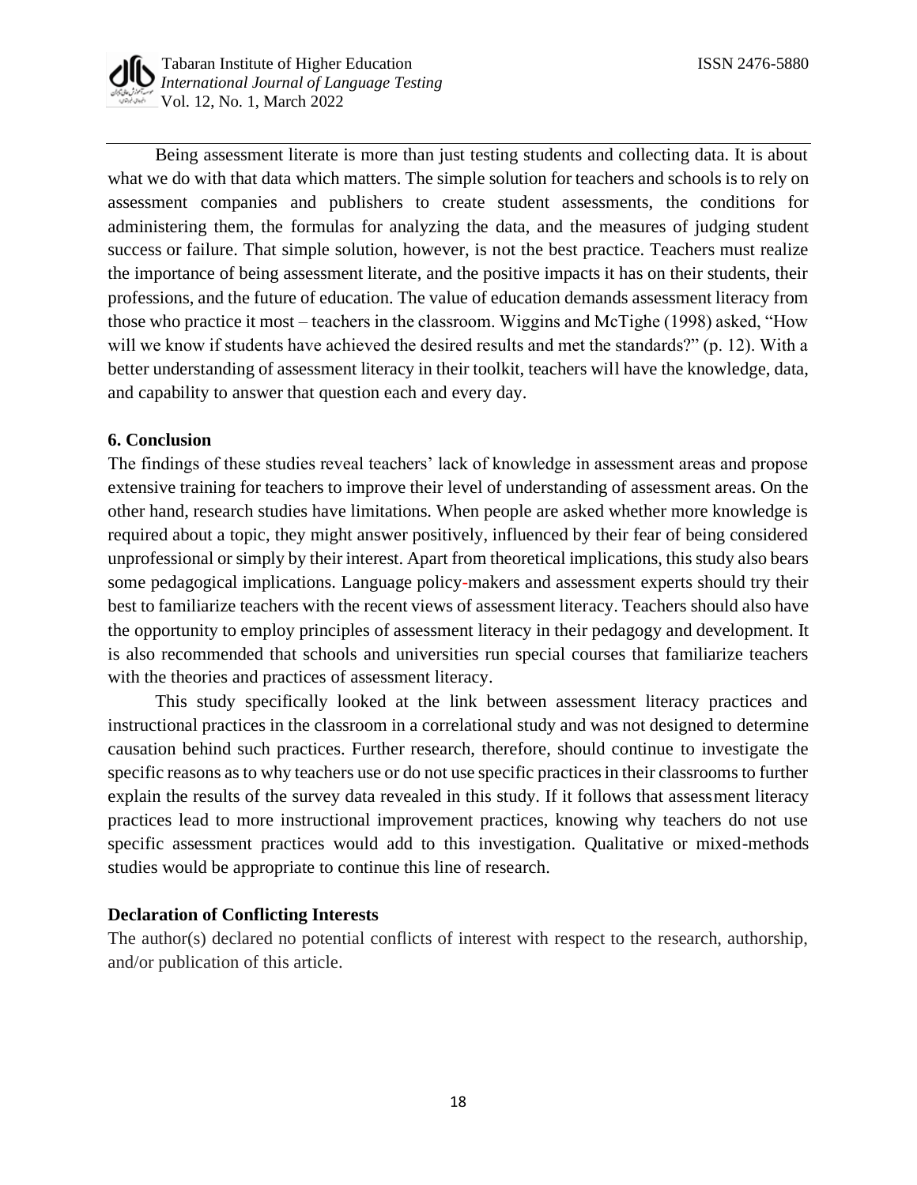Being assessment literate is more than just testing students and collecting data. It is about what we do with that data which matters. The simple solution for teachers and schools is to rely on assessment companies and publishers to create student assessments, the conditions for administering them, the formulas for analyzing the data, and the measures of judging student success or failure. That simple solution, however, is not the best practice. Teachers must realize the importance of being assessment literate, and the positive impacts it has on their students, their professions, and the future of education. The value of education demands assessment literacy from those who practice it most – teachers in the classroom. Wiggins and McTighe (1998) asked, "How will we know if students have achieved the desired results and met the standards?" (p. 12). With a better understanding of assessment literacy in their toolkit, teachers will have the knowledge, data, and capability to answer that question each and every day.

## 6. Conclusion

The findings of these studies reveal teachers' lack of knowledge in assessment areas and propose extensive training for teachers to improve their level of understanding of assessment areas. On the other hand, research studies have limitations. When people are asked whether more knowledge is required about a topic, they might answer positively, influenced by their fear of being considered unprofessional or simply by their interest. Apart from theoretical implications, this study also bears some pedagogical implications. Language policy-makers and assessment experts should try their best to familiarize teachers with the recent views of assessment literacy. Teachers should also have the opportunity to employ principles of assessment literacy in their pedagogy and development. It is also recommended that schools and universities run special courses that familiarize teachers with the theories and practices of assessment literacy.

This study specifically looked at the link between assessment literacy practices and instructional practices in the classroom in a correlational study and was not designed to determine causation behind such practices. Further research, therefore, should continue to investigate the specific reasons as to why teachers use or do not use specific practices in their classrooms to further explain the results of the survey data revealed in this study. If it follows that assessment literacy practices lead to more instructional improvement practices, knowing why teachers do not use specific assessment practices would add to this investigation. Qualitative or mixed-methods studies would be appropriate to continue this line of research.

## Declaration of Conflicting Interests

The author(s) declared no potential conflicts of interest with respect to the research, authorship, and/or publication of this article.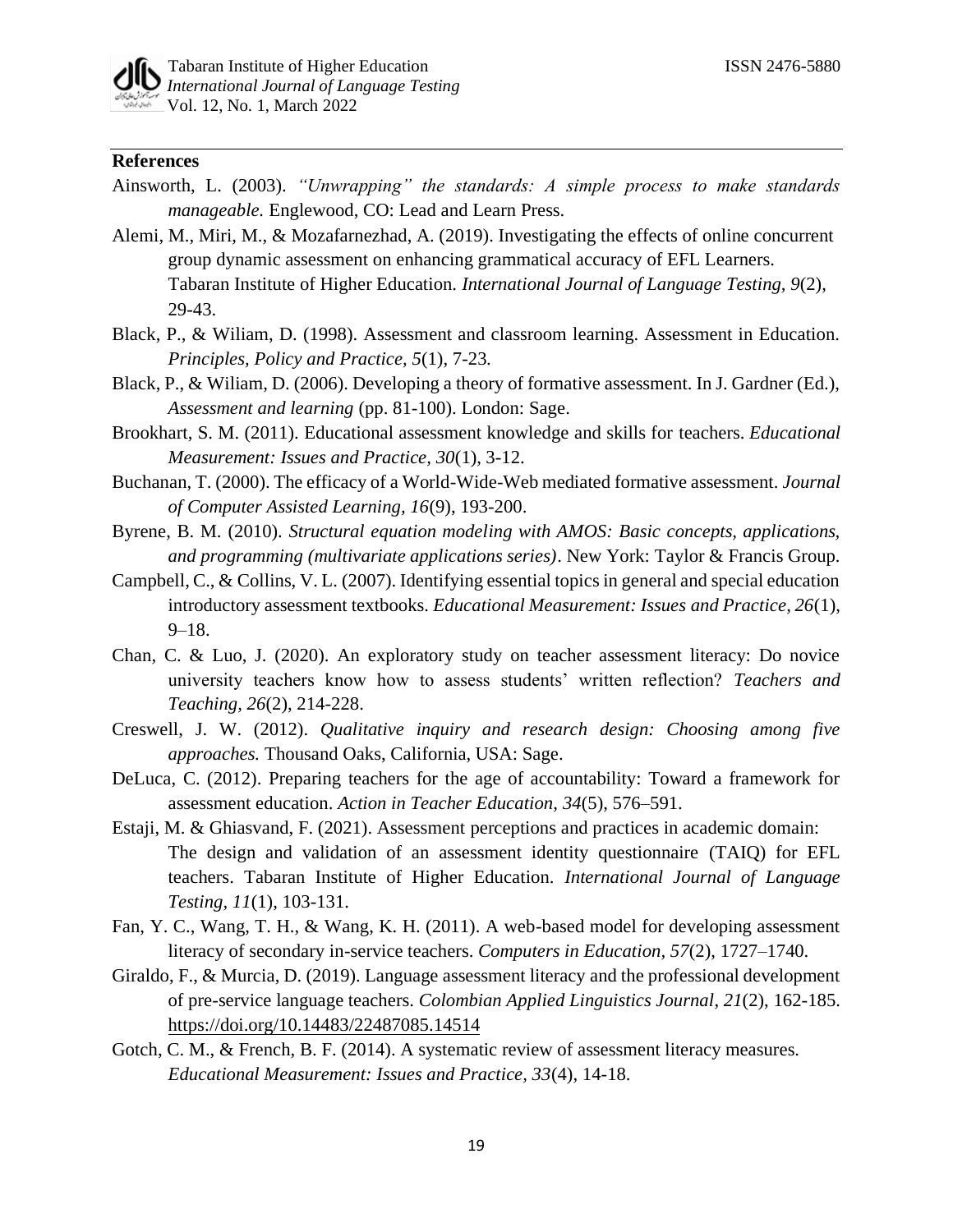**References**

Ainsworth, L. (2003). *"Unwrapping" the standards: A simple process to make standards manageable.* Englewood, CO: Lead and Learn Press.

Alemi, M., Miri, M., & Mozafarnezhad, A. (2019). Investigating the effects of online concurrent group dynamic assessment on enhancing grammatical accuracy of EFL Learners. Tabaran Institute of Higher Education. *International Journal of Language Testing, 9*(2), 29-43.

Black, P., & Wiliam, D. (1998). Assessment and classroom learning. Assessment in Education. *Principles, Policy and Practice, 5*(1), 7-23.

Black, P., & Wiliam, D. (2006). Developing a theory of formative assessment. In J. Gardner (Ed.), *Assessment and learning* (pp. 81-100). London: Sage.

Brookhart, S. M. (2011). Educational assessment knowledge and skills for teachers. *Educational Measurement: Issues and Practice, 30*(1), 3-12.

Buchanan, T. (2000). The efficacy of a World-Wide-Web mediated formative assessment. *Journal of Computer Assisted Learning, 16*(9), 193-200.

Byrene, B. M. (2010). *Structural equation modeling with AMOS: Basic concepts, applications, and programming (multivariate applications series)*. New York: Taylor & Francis Group.

Campbell, C., & Collins, V. L. (2007). Identifying essential topics in general and special education introductory assessment textbooks. *Educational Measurement: Issues and Practice, 26*(1), 9–18.

Chan, C. & Luo, J. (2020). An exploratory study on teacher assessment literacy: Do novice university teachers know how to assess students' written reflection? *Teachers and Teaching, 26*(2), 214-228.

Creswell, J. W. (2012). *Qualitative inquiry and research design: Choosing among five approaches.* Thousand Oaks, California, USA: Sage.

DeLuca, C. (2012). Preparing teachers for the age of accountability: Toward a framework for assessment education. *Action in Teacher Education, 34*(5), 576–591.

Estaji, M. & Ghiasvand, F. (2021). Assessment perceptions and practices in academic domain: The design and validation of an assessment identity questionnaire (TAIQ) for EFL teachers. Tabaran Institute of Higher Education. *International Journal of Language Testing, 11*(1), 103-131.

Fan, Y. C., Wang, T. H., & Wang, K. H. (2011). A web-based model for developing assessment literacy of secondary in-service teachers. *Computers in Education, 57*(2), 1727–1740.

Giraldo, F., & Murcia, D. (2019). Language assessment literacy and the professional development of pre-service language teachers. *Colombian Applied Linguistics Journal, 21*(2), 162-185. https://doi.org/10.14483/22487085.14514

Gotch, C. M., & French, B. F. (2014). A systematic review of assessment literacy measures. *Educational Measurement: Issues and Practice, 33*(4), 14-18.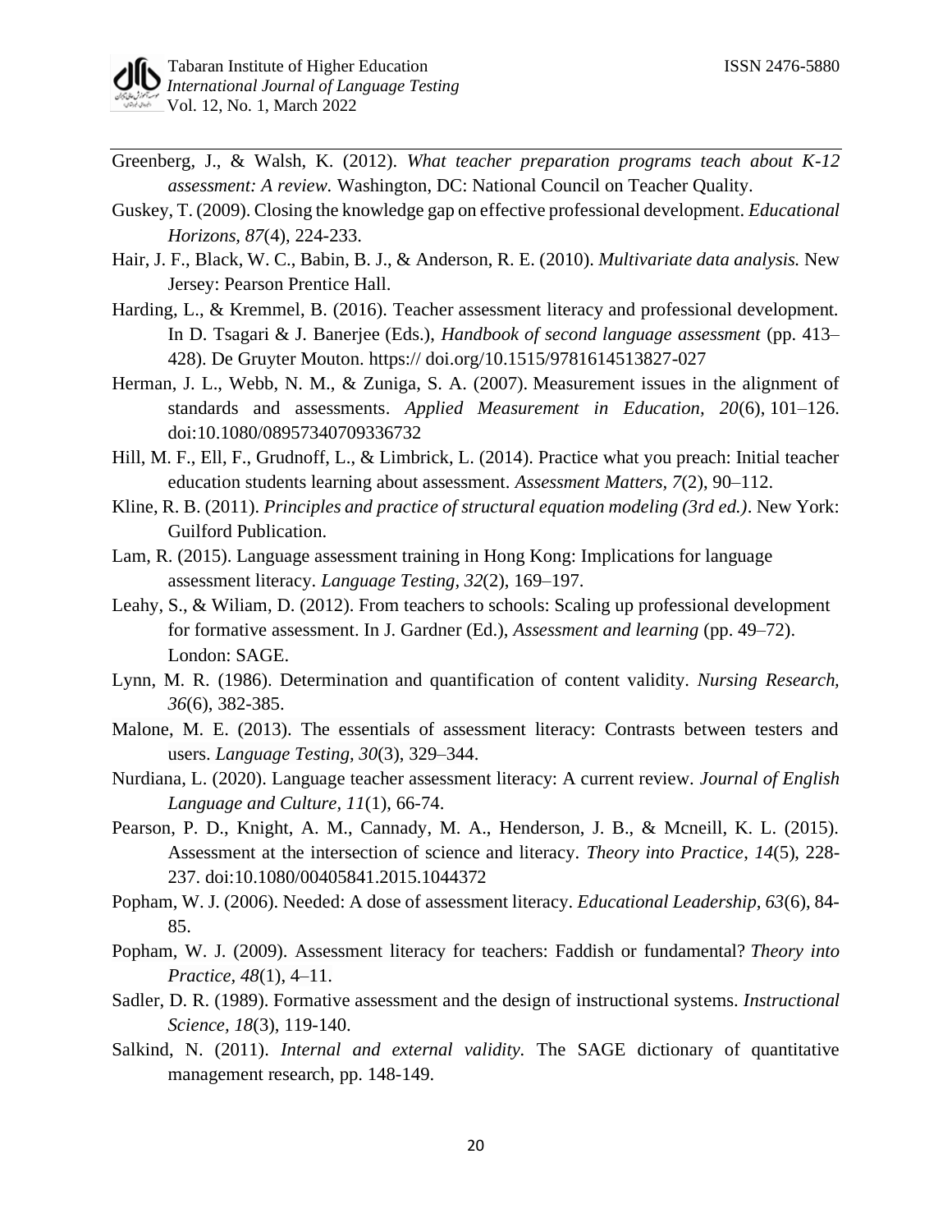Greenberg, J., & Walsh, K. (2012). *What teacher preparation programs teach about K-12 assessment: A review.* Washington, DC: National Council on Teacher Quality.

Guskey, T. (2009). Closing the knowledge gap on effective professional development. *Educational Horizons, 87*(4), 224-233.

Hair, J. F., Black, W. C., Babin, B. J., & Anderson, R. E. (2010). *Multivariate data analysis.* New Jersey: Pearson Prentice Hall.

Harding, L., & Kremmel, B. (2016). Teacher assessment literacy and professional development. In D. Tsagari & J. Banerjee (Eds.), *Handbook of second language assessment* (pp. 413–428). De Gruyter Mouton. https:// doi.org/10.1515/9781614513827-027

Herman, J. L., Webb, N. M., & Zuniga, S. A. (2007). Measurement issues in the alignment of standards and assessments. *Applied Measurement in Education, 20*(6), 101–126. doi:10.1080/08957340709336732

Hill, M. F., Ell, F., Grudnoff, L., & Limbrick, L. (2014). Practice what you preach: Initial teacher education students learning about assessment. *Assessment Matters, 7*(2), 90–112.

Kline, R. B. (2011). *Principles and practice of structural equation modeling (3rd ed.)*. New York: Guilford Publication.

Lam, R. (2015). Language assessment training in Hong Kong: Implications for language assessment literacy. *Language Testing, 32*(2), 169–197.

Leahy, S., & Wiliam, D. (2012). From teachers to schools: Scaling up professional development for formative assessment. In J. Gardner (Ed.), *Assessment and learning* (pp. 49–72). London: SAGE.

Lynn, M. R. (1986). Determination and quantification of content validity. *Nursing Research, 36*(6), 382-385.

Malone, M. E. (2013). The essentials of assessment literacy: Contrasts between testers and users. *Language Testing, 30*(3), 329–344.

Nurdiana, L. (2020). Language teacher assessment literacy: A current review. *Journal of English Language and Culture, 11*(1), 66-74.

Pearson, P. D., Knight, A. M., Cannady, M. A., Henderson, J. B., & Mcneill, K. L. (2015). Assessment at the intersection of science and literacy. *Theory into Practice*, *14*(5), 228-237. doi:10.1080/00405841.2015.1044372

Popham, W. J. (2006). Needed: A dose of assessment literacy. *Educational Leadership, 63*(6), 84-85.

Popham, W. J. (2009). Assessment literacy for teachers: Faddish or fundamental? *Theory into Practice, 48*(1), 4–11.

Sadler, D. R. (1989). Formative assessment and the design of instructional systems. *Instructional Science, 18*(3), 119-140.

Salkind, N. (2011). *Internal and external validity.* The SAGE dictionary of quantitative management research, pp. 148-149.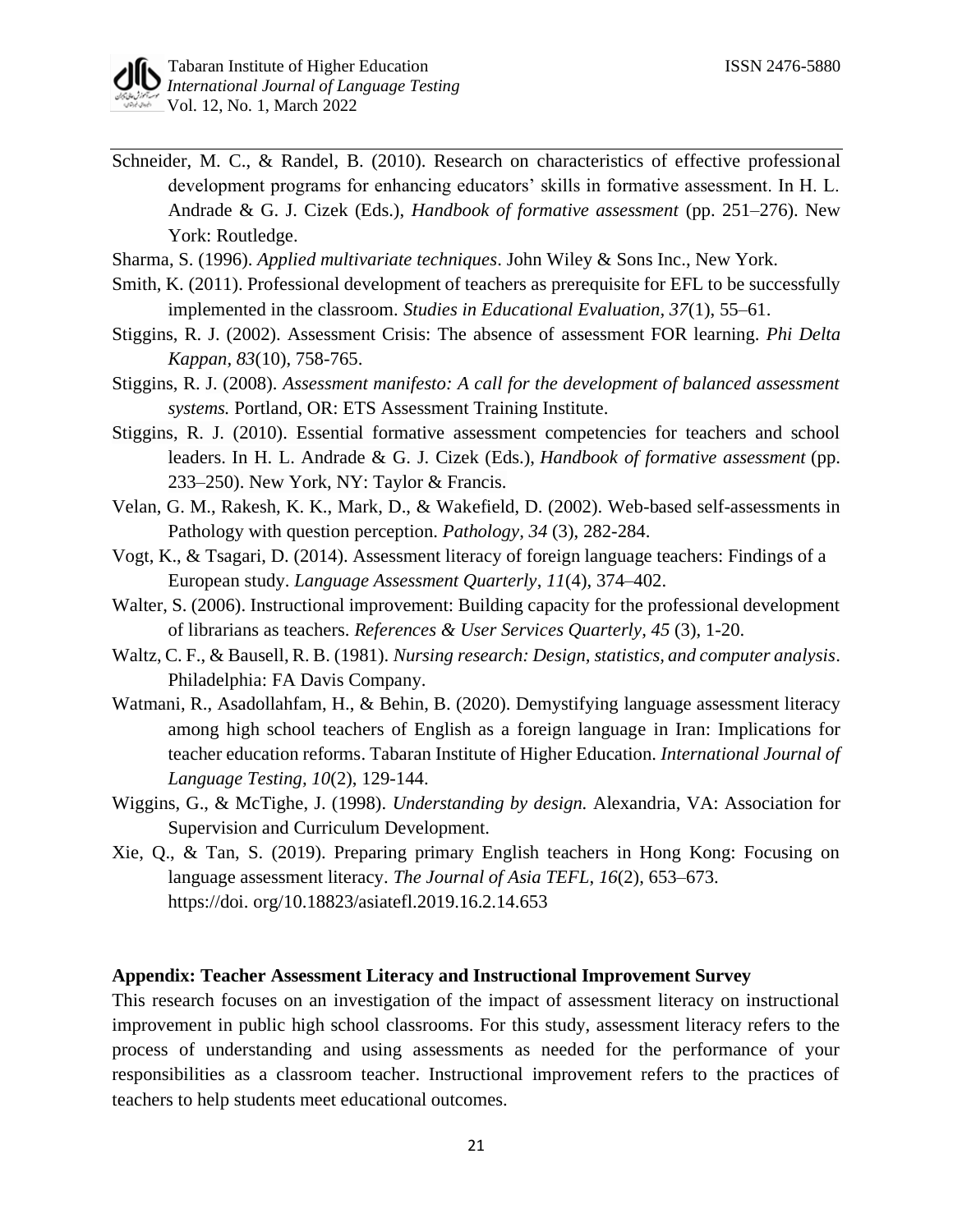Schneider, M. C., & Randel, B. (2010). Research on characteristics of effective professional development programs for enhancing educators' skills in formative assessment. In H. L. Andrade & G. J. Cizek (Eds.), *Handbook of formative assessment* (pp. 251–276). New York: Routledge.

Sharma, S. (1996). *Applied multivariate techniques*. John Wiley & Sons Inc., New York.

Smith, K. (2011). Professional development of teachers as prerequisite for EFL to be successfully implemented in the classroom. *Studies in Educational Evaluation, 37*(1), 55–61.

Stiggins, R. J. (2002). Assessment Crisis: The absence of assessment FOR learning. *Phi Delta Kappan, 83*(10), 758-765.

Stiggins, R. J. (2008). *Assessment manifesto: A call for the development of balanced assessment systems.* Portland, OR: ETS Assessment Training Institute.

Stiggins, R. J. (2010). Essential formative assessment competencies for teachers and school leaders. In H. L. Andrade & G. J. Cizek (Eds.), *Handbook of formative assessment* (pp. 233–250). New York, NY: Taylor & Francis.

Velan, G. M., Rakesh, K. K., Mark, D., & Wakefield, D. (2002). Web-based self-assessments in Pathology with question perception. *Pathology, 34* (3), 282-284.

Vogt, K., & Tsagari, D. (2014). Assessment literacy of foreign language teachers: Findings of a European study. *Language Assessment Quarterly, 11*(4), 374–402.

Walter, S. (2006). Instructional improvement: Building capacity for the professional development of librarians as teachers. *References & User Services Quarterly, 45* (3), 1-20.

Waltz, C. F., & Bausell, R. B. (1981). *Nursing research: Design, statistics, and computer analysis*. Philadelphia: FA Davis Company.

Watmani, R., Asadollahfam, H., & Behin, B. (2020). Demystifying language assessment literacy among high school teachers of English as a foreign language in Iran: Implications for teacher education reforms. Tabaran Institute of Higher Education. *International Journal of Language Testing, 10*(2), 129-144.

Wiggins, G., & McTighe, J. (1998). *Understanding by design.* Alexandria, VA: Association for Supervision and Curriculum Development.

Xie, Q., & Tan, S. (2019). Preparing primary English teachers in Hong Kong: Focusing on language assessment literacy. *The Journal of Asia TEFL, 16*(2), 653–673. https://doi. org/10.18823/asiatefl.2019.16.2.14.653

## Appendix: Teacher Assessment Literacy and Instructional Improvement Survey

This research focuses on an investigation of the impact of assessment literacy on instructional improvement in public high school classrooms. For this study, assessment literacy refers to the process of understanding and using assessments as needed for the performance of your responsibilities as a classroom teacher. Instructional improvement refers to the practices of teachers to help students meet educational outcomes.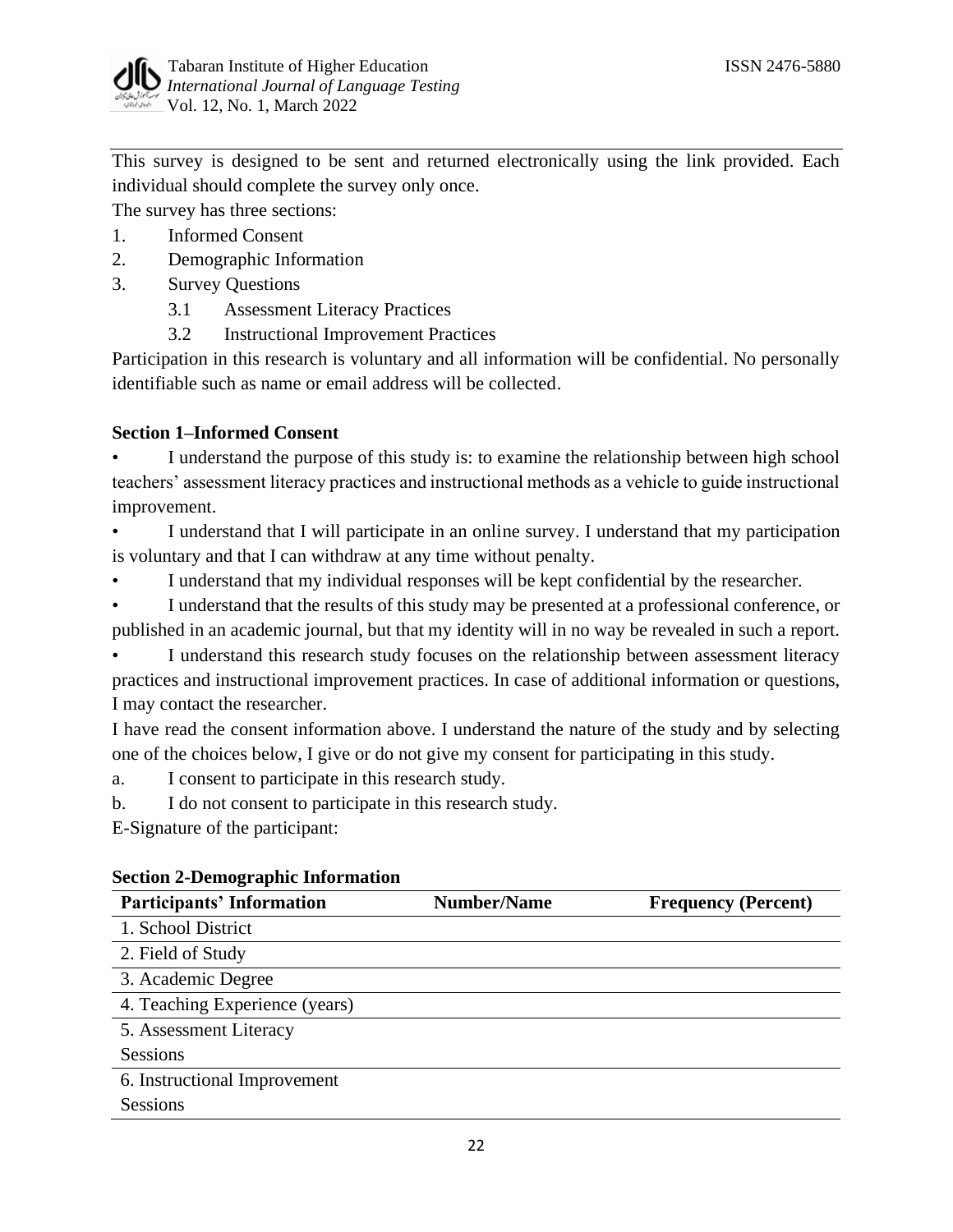This survey is designed to be sent and returned electronically using the link provided. Each individual should complete the survey only once.

The survey has three sections:

1. Informed Consent
2. Demographic Information
3. Survey Questions
    3.1 Assessment Literacy Practices
    3.2 Instructional Improvement Practices

Participation in this research is voluntary and all information will be confidential. No personally identifiable such as name or email address will be collected.

**Section 1–Informed Consent**

- I understand the purpose of this study is: to examine the relationship between high school teachers' assessment literacy practices and instructional methods as a vehicle to guide instructional improvement.
- I understand that I will participate in an online survey. I understand that my participation is voluntary and that I can withdraw at any time without penalty.
- I understand that my individual responses will be kept confidential by the researcher.
- I understand that the results of this study may be presented at a professional conference, or published in an academic journal, but that my identity will in no way be revealed in such a report.
- I understand this research study focuses on the relationship between assessment literacy practices and instructional improvement practices. In case of additional information or questions, I may contact the researcher.

I have read the consent information above. I understand the nature of the study and by selecting one of the choices below, I give or do not give my consent for participating in this study.

a. I consent to participate in this research study.

b. I do not consent to participate in this research study.

E-Signature of the participant:

**Section 2-Demographic Information**

| Participants' Information | Number/Name | Frequency (Percent) |
|---|---|---|
| 1. School District | | |
| 2. Field of Study | | |
| 3. Academic Degree | | |
| 4. Teaching Experience (years) | | |
| 5. Assessment Literacy Sessions | | |
| 6. Instructional Improvement Sessions | | |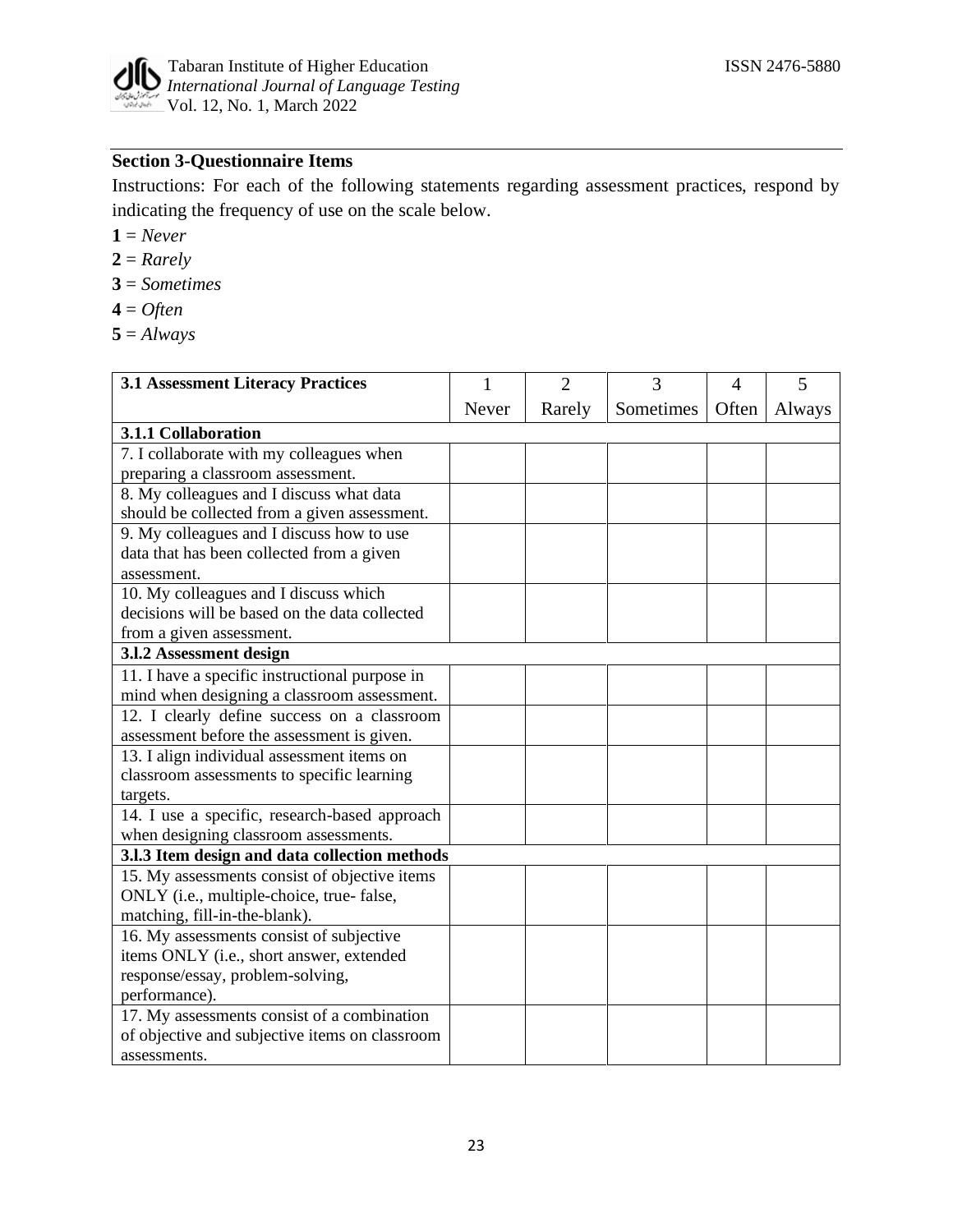## Section 3-Questionnaire Items

Instructions: For each of the following statements regarding assessment practices, respond by indicating the frequency of use on the scale below.

**1** = *Never*
**2** = *Rarely*
**3** = *Sometimes*
**4** = *Often*
**5** = *Always*

| **3.1 Assessment Literacy Practices** | 1<br>Never | 2<br>Rarely | 3<br>Sometimes | 4<br>Often | 5<br>Always |
|---|---|---|---|---|---|
| **3.1.1 Collaboration** | | | | | |
| 7. I collaborate with my colleagues when preparing a classroom assessment. | | | | | |
| 8. My colleagues and I discuss what data should be collected from a given assessment. | | | | | |
| 9. My colleagues and I discuss how to use data that has been collected from a given assessment. | | | | | |
| 10. My colleagues and I discuss which decisions will be based on the data collected from a given assessment. | | | | | |
| **3.l.2 Assessment design** | | | | | |
| 11. I have a specific instructional purpose in mind when designing a classroom assessment. | | | | | |
| 12. I clearly define success on a classroom assessment before the assessment is given. | | | | | |
| 13. I align individual assessment items on classroom assessments to specific learning targets. | | | | | |
| 14. I use a specific, research-based approach when designing classroom assessments. | | | | | |
| **3.l.3 Item design and data collection methods** | | | | | |
| 15. My assessments consist of objective items ONLY (i.e., multiple-choice, true- false, matching, fill-in-the-blank). | | | | | |
| 16. My assessments consist of subjective items ONLY (i.e., short answer, extended response/essay, problem-solving, performance). | | | | | |
| 17. My assessments consist of a combination of objective and subjective items on classroom assessments. | | | | | |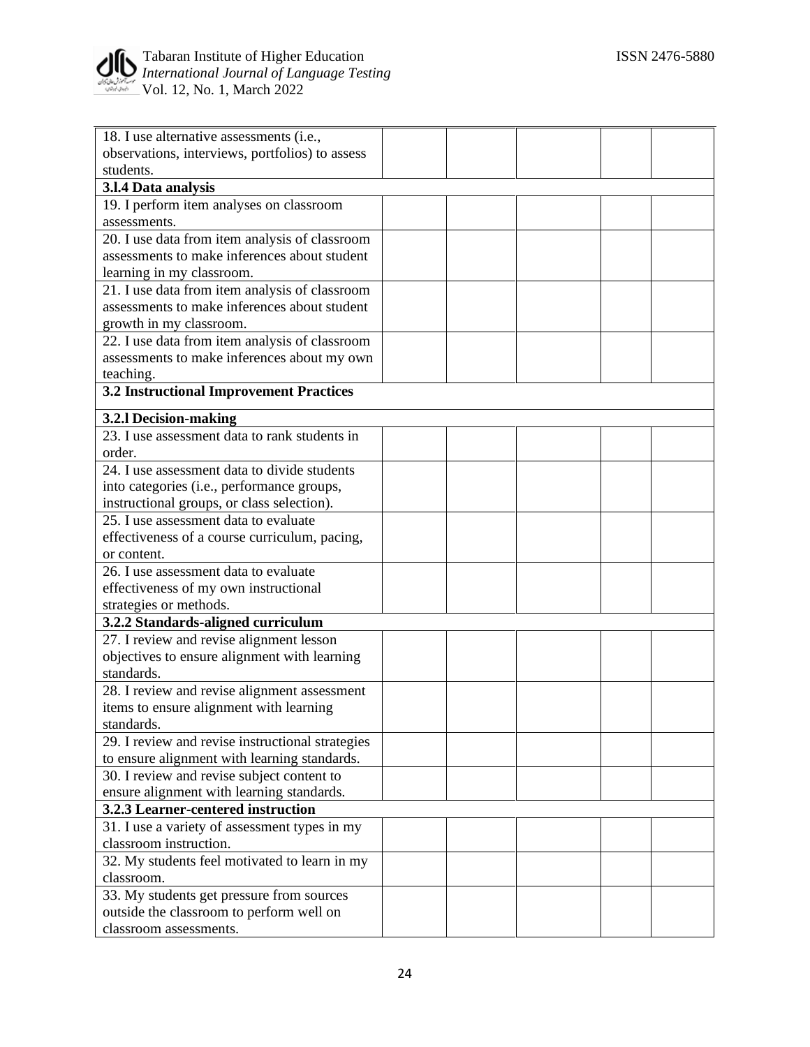| | | | | | |
|---|---|---|---|---|---|
| 18. I use alternative assessments (i.e., observations, interviews, portfolios) to assess students. | | | | | |
| **3.l.4 Data analysis** | | | | | |
| 19. I perform item analyses on classroom assessments. | | | | | |
| 20. I use data from item analysis of classroom assessments to make inferences about student learning in my classroom. | | | | | |
| 21. I use data from item analysis of classroom assessments to make inferences about student growth in my classroom. | | | | | |
| 22. I use data from item analysis of classroom assessments to make inferences about my own teaching. | | | | | |
| **3.2 Instructional Improvement Practices** | | | | | |
| **3.2.l Decision-making** | | | | | |
| 23. I use assessment data to rank students in order. | | | | | |
| 24. I use assessment data to divide students into categories (i.e., performance groups, instructional groups, or class selection). | | | | | |
| 25. I use assessment data to evaluate effectiveness of a course curriculum, pacing, or content. | | | | | |
| 26. I use assessment data to evaluate effectiveness of my own instructional strategies or methods. | | | | | |
| **3.2.2 Standards-aligned curriculum** | | | | | |
| 27. I review and revise alignment lesson objectives to ensure alignment with learning standards. | | | | | |
| 28. I review and revise alignment assessment items to ensure alignment with learning standards. | | | | | |
| 29. I review and revise instructional strategies to ensure alignment with learning standards. | | | | | |
| 30. I review and revise subject content to ensure alignment with learning standards. | | | | | |
| **3.2.3 Learner-centered instruction** | | | | | |
| 31. I use a variety of assessment types in my classroom instruction. | | | | | |
| 32. My students feel motivated to learn in my classroom. | | | | | |
| 33. My students get pressure from sources outside the classroom to perform well on classroom assessments. | | | | | |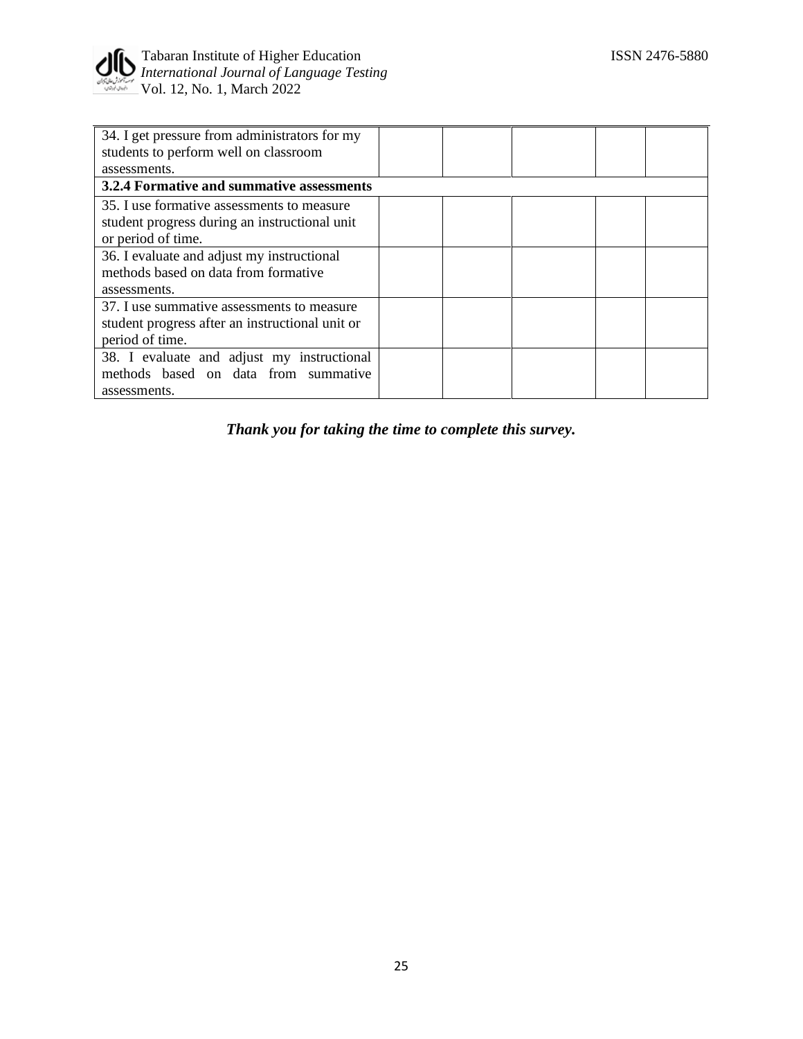| | | | | | |
|---|---|---|---|---|---|
| 34. I get pressure from administrators for my students to perform well on classroom assessments. | | | | | |
| **3.2.4 Formative and summative assessments** | | | | | |
| 35. I use formative assessments to measure student progress during an instructional unit or period of time. | | | | | |
| 36. I evaluate and adjust my instructional methods based on data from formative assessments. | | | | | |
| 37. I use summative assessments to measure student progress after an instructional unit or period of time. | | | | | |
| 38. I evaluate and adjust my instructional methods based on data from summative assessments. | | | | | |

***Thank you for taking the time to complete this survey.***